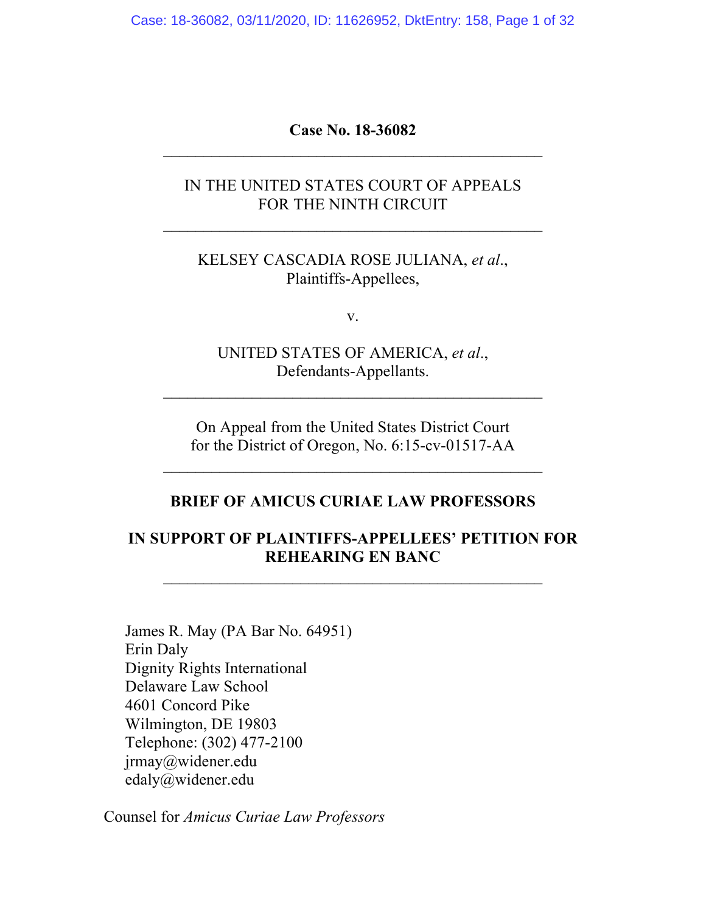**Case No. 18-36082**

---

IN THE UNITED STATES COURT OF APPEALS
FOR THE NINTH CIRCUIT

---

KELSEY CASCADIA ROSE JULIANA, *et al*.,
Plaintiffs-Appellees,

v.

UNITED STATES OF AMERICA, *et al*.,
Defendants-Appellants.

---

On Appeal from the United States District Court
for the District of Oregon, No. 6:15-cv-01517-AA

---

**BRIEF OF AMICUS CURIAE LAW PROFESSORS**

**IN SUPPORT OF PLAINTIFFS-APPELLEES' PETITION FOR REHEARING EN BANC**

---

James R. May (PA Bar No. 64951)
Erin Daly
Dignity Rights International
Delaware Law School
4601 Concord Pike
Wilmington, DE 19803
Telephone: (302) 477-2100
jrmay@widener.edu
edaly@widener.edu

Counsel for *Amicus Curiae Law Professors*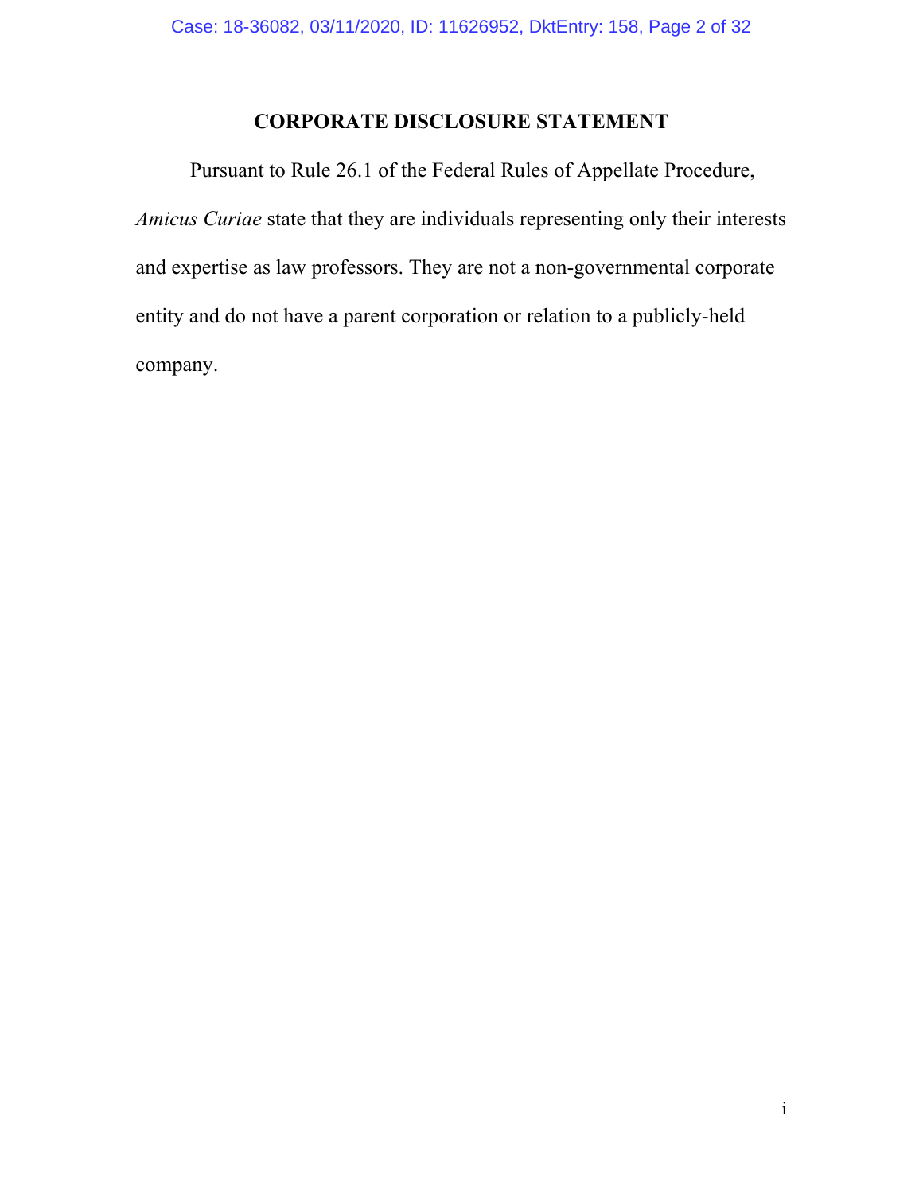# CORPORATE DISCLOSURE STATEMENT

Pursuant to Rule 26.1 of the Federal Rules of Appellate Procedure, *Amicus Curiae* state that they are individuals representing only their interests and expertise as law professors. They are not a non-governmental corporate entity and do not have a parent corporation or relation to a publicly-held company.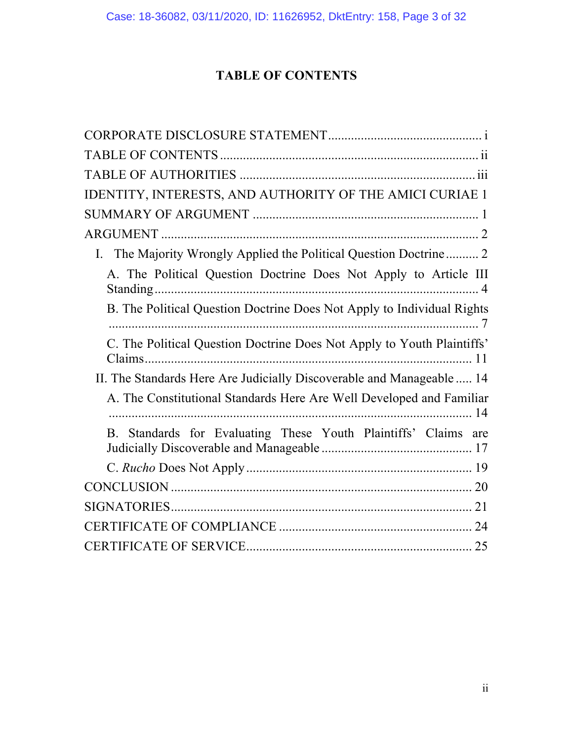# TABLE OF CONTENTS

CORPORATE DISCLOSURE STATEMENT ............................................... i

TABLE OF CONTENTS ............................................................................... ii

TABLE OF AUTHORITIES ....................................................................... iii

IDENTITY, INTERESTS, AND AUTHORITY OF THE AMICI CURIAE 1

SUMMARY OF ARGUMENT .................................................................... 1

ARGUMENT ............................................................................................... 2

- I. The Majority Wrongly Applied the Political Question Doctrine .......... 2
  - A. The Political Question Doctrine Does Not Apply to Article III Standing .......................................................................................... 4
  - B. The Political Question Doctrine Does Not Apply to Individual Rights .................................................................................................... 7
  - C. The Political Question Doctrine Does Not Apply to Youth Plaintiffs' Claims ............................................................................................ 11
- II. The Standards Here Are Judicially Discoverable and Manageable ..... 14
  - A. The Constitutional Standards Here Are Well Developed and Familiar ............................................................................................... 14
  - B. Standards for Evaluating These Youth Plaintiffs' Claims are Judicially Discoverable and Manageable ............................................. 17
  - C. *Rucho* Does Not Apply ................................................................. 19

CONCLUSION .......................................................................................... 20

SIGNATORIES .......................................................................................... 21

CERTIFICATE OF COMPLIANCE .......................................................... 24

CERTIFICATE OF SERVICE .................................................................... 25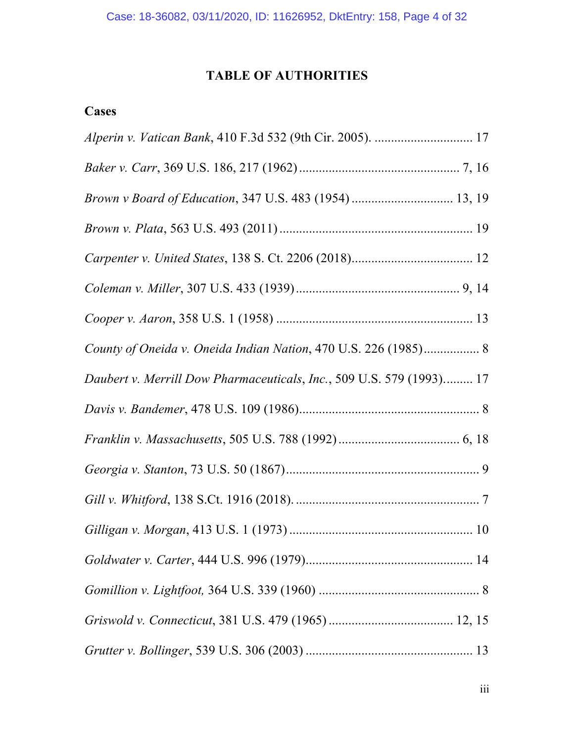# TABLE OF AUTHORITIES

## Cases

*Alperin v. Vatican Bank*, 410 F.3d 532 (9th Cir. 2005). .............................. 17

*Baker v. Carr*, 369 U.S. 186, 217 (1962) ................................................ 7, 16

*Brown v Board of Education*, 347 U.S. 483 (1954) ............................... 13, 19

*Brown v. Plata*, 563 U.S. 493 (2011) .......................................................... 19

*Carpenter v. United States*, 138 S. Ct. 2206 (2018).................................... 12

*Coleman v. Miller*, 307 U.S. 433 (1939) ................................................. 9, 14

*Cooper v. Aaron*, 358 U.S. 1 (1958) ........................................................... 13

*County of Oneida v. Oneida Indian Nation*, 470 U.S. 226 (1985)................. 8

*Daubert v. Merrill Dow Pharmaceuticals, Inc.*, 509 U.S. 579 (1993)......... 17

*Davis v. Bandemer*, 478 U.S. 109 (1986)...................................................... 8

*Franklin v. Massachusetts*, 505 U.S. 788 (1992) .................................... 6, 18

*Georgia v. Stanton*, 73 U.S. 50 (1867)........................................................... 9

*Gill v. Whitford*, 138 S.Ct. 1916 (2018). ........................................................ 7

*Gilligan v. Morgan*, 413 U.S. 1 (1973) ........................................................ 10

*Goldwater v. Carter*, 444 U.S. 996 (1979).................................................. 14

*Gomillion v. Lightfoot,* 364 U.S. 339 (1960) ................................................. 8

*Griswold v. Connecticut*, 381 U.S. 479 (1965) ..................................... 12, 15

*Grutter v. Bollinger*, 539 U.S. 306 (2003) .................................................. 13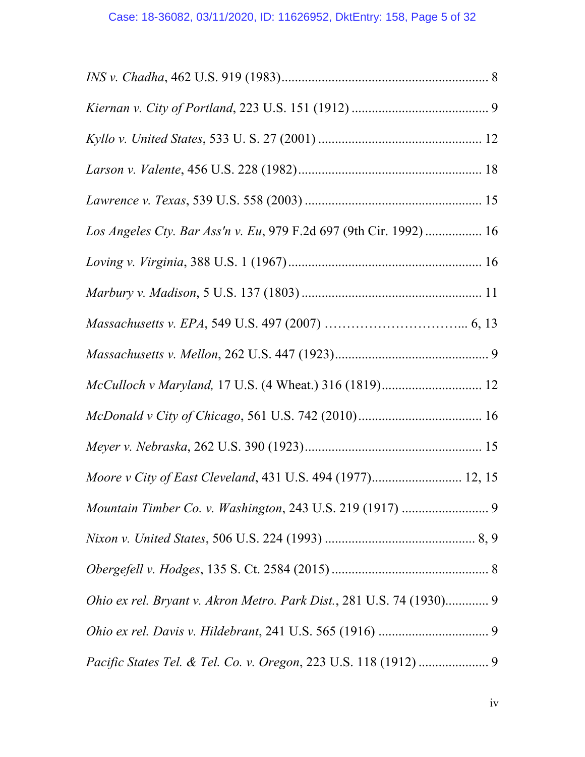*INS v. Chadha*, 462 U.S. 919 (1983)............................................................... 8

*Kiernan v. City of Portland*, 223 U.S. 151 (1912) ......................................... 9

*Kyllo v. United States*, 533 U. S. 27 (2001) ................................................. 12

*Larson v. Valente*, 456 U.S. 228 (1982)....................................................... 18

*Lawrence v. Texas*, 539 U.S. 558 (2003) ..................................................... 15

*Los Angeles Cty. Bar Ass'n v. Eu*, 979 F.2d 697 (9th Cir. 1992) ................. 16

*Loving v. Virginia*, 388 U.S. 1 (1967).......................................................... 16

*Marbury v. Madison*, 5 U.S. 137 (1803) ...................................................... 11

*Massachusetts v. EPA*, 549 U.S. 497 (2007) …………………………... 6, 13

*Massachusetts v. Mellon*, 262 U.S. 447 (1923)............................................... 9

*McCulloch v Maryland,* 17 U.S. (4 Wheat.) 316 (1819).............................. 12

*McDonald v City of Chicago*, 561 U.S. 742 (2010)..................................... 16

*Meyer v. Nebraska*, 262 U.S. 390 (1923)..................................................... 15

*Moore v City of East Cleveland*, 431 U.S. 494 (1977)........................... 12, 15

*Mountain Timber Co. v. Washington*, 243 U.S. 219 (1917) .......................... 9

*Nixon v. United States*, 506 U.S. 224 (1993) ............................................. 8, 9

*Obergefell v. Hodges*, 135 S. Ct. 2584 (2015) ................................................ 8

*Ohio ex rel. Bryant v. Akron Metro. Park Dist.*, 281 U.S. 74 (1930)............. 9

*Ohio ex rel. Davis v. Hildebrant*, 241 U.S. 565 (1916) ................................. 9

*Pacific States Tel. & Tel. Co. v. Oregon*, 223 U.S. 118 (1912) ..................... 9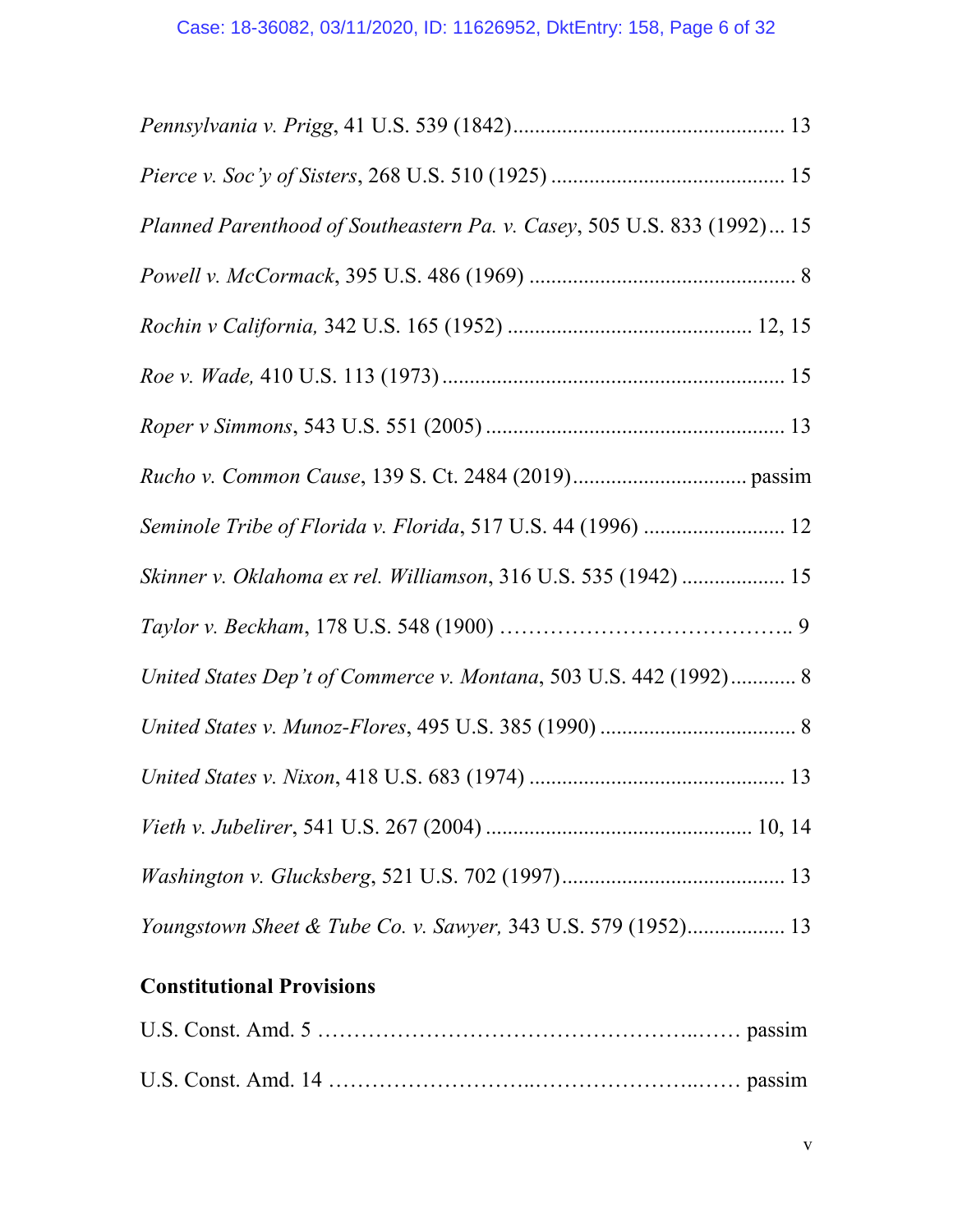*Pennsylvania v. Prigg*, 41 U.S. 539 (1842)................................................. 13

*Pierce v. Soc'y of Sisters*, 268 U.S. 510 (1925) .......................................... 15

*Planned Parenthood of Southeastern Pa. v. Casey*, 505 U.S. 833 (1992)... 15

*Powell v. McCormack*, 395 U.S. 486 (1969) ................................................. 8

*Rochin v California,* 342 U.S. 165 (1952) ............................................ 12, 15

*Roe v. Wade,* 410 U.S. 113 (1973).............................................................. 15

*Roper v Simmons*, 543 U.S. 551 (2005) ...................................................... 13

*Rucho v. Common Cause*, 139 S. Ct. 2484 (2019)............................... passim

*Seminole Tribe of Florida v. Florida*, 517 U.S. 44 (1996) .......................... 12

*Skinner v. Oklahoma ex rel. Williamson*, 316 U.S. 535 (1942) .................. 15

*Taylor v. Beckham*, 178 U.S. 548 (1900) ………………………………….. 9

*United States Dep't of Commerce v. Montana*, 503 U.S. 442 (1992)............ 8

*United States v. Munoz-Flores*, 495 U.S. 385 (1990) ................................... 8

*United States v. Nixon*, 418 U.S. 683 (1974) .............................................. 13

*Vieth v. Jubelirer*, 541 U.S. 267 (2004) ................................................ 10, 14

*Washington v. Glucksberg*, 521 U.S. 702 (1997)........................................ 13

*Youngstown Sheet & Tube Co. v. Sawyer,* 343 U.S. 579 (1952).................. 13

**Constitutional Provisions**

U.S. Const. Amd. 5 ………………………………………………...…… passim

U.S. Const. Amd. 14 ……………………….……………………..…… passim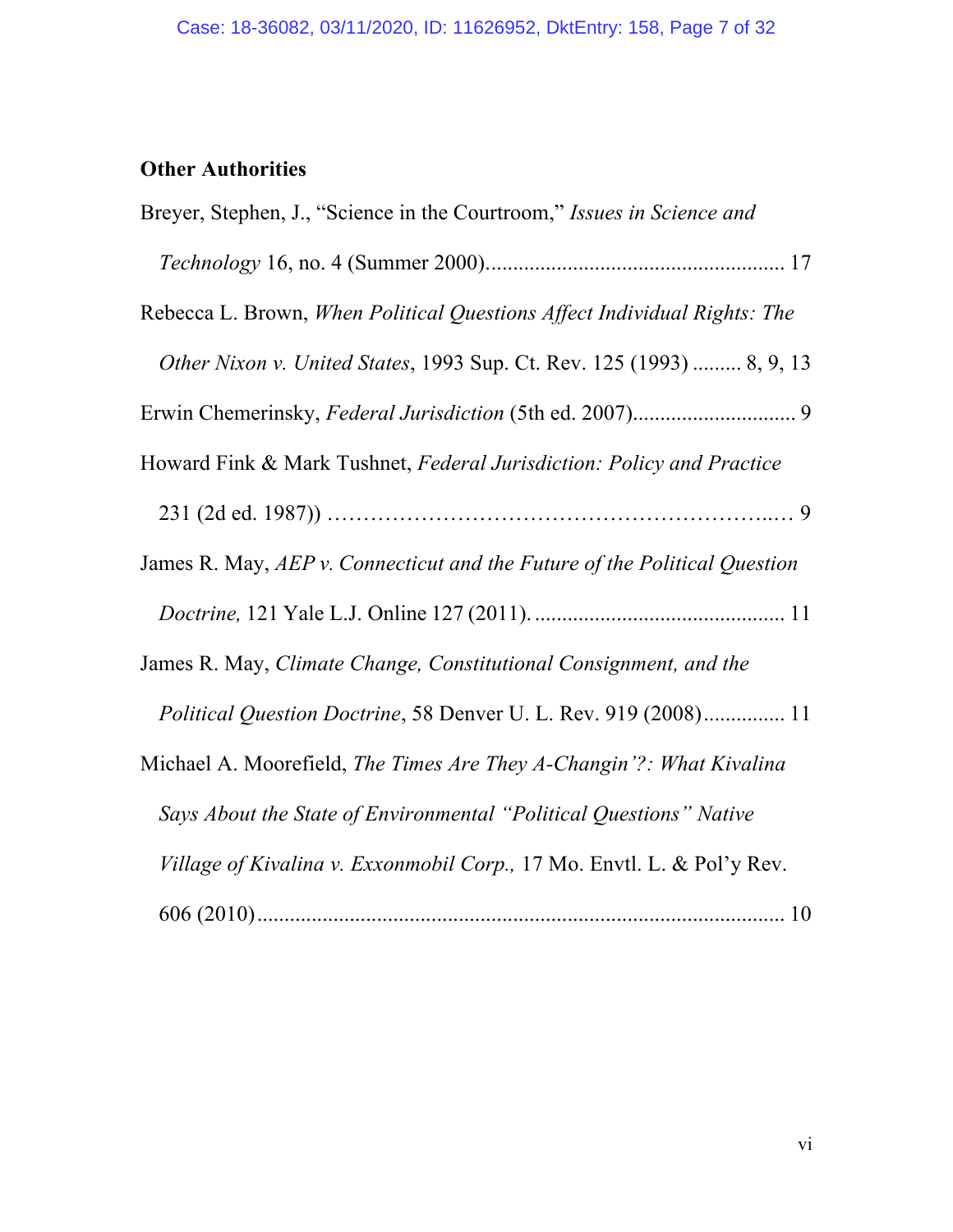**Other Authorities**

Breyer, Stephen, J., "Science in the Courtroom," *Issues in Science and Technology* 16, no. 4 (Summer 2000)...................................................... 17

Rebecca L. Brown, *When Political Questions Affect Individual Rights: The Other Nixon v. United States*, 1993 Sup. Ct. Rev. 125 (1993) ......... 8, 9, 13

Erwin Chemerinsky, *Federal Jurisdiction* (5th ed. 2007).............................. 9

Howard Fink & Mark Tushnet, *Federal Jurisdiction: Policy and Practice* 231 (2d ed. 1987)) …………………………………………………..… 9

James R. May, *AEP v. Connecticut and the Future of the Political Question Doctrine,* 121 Yale L.J. Online 127 (2011). ............................................ 11

James R. May, *Climate Change, Constitutional Consignment, and the Political Question Doctrine*, 58 Denver U. L. Rev. 919 (2008)............... 11

Michael A. Moorefield, *The Times Are They A-Changin'?: What Kivalina Says About the State of Environmental "Political Questions" Native Village of Kivalina v. Exxonmobil Corp.,* 17 Mo. Envtl. L. & Pol'y Rev. 606 (2010)................................................................................................ 10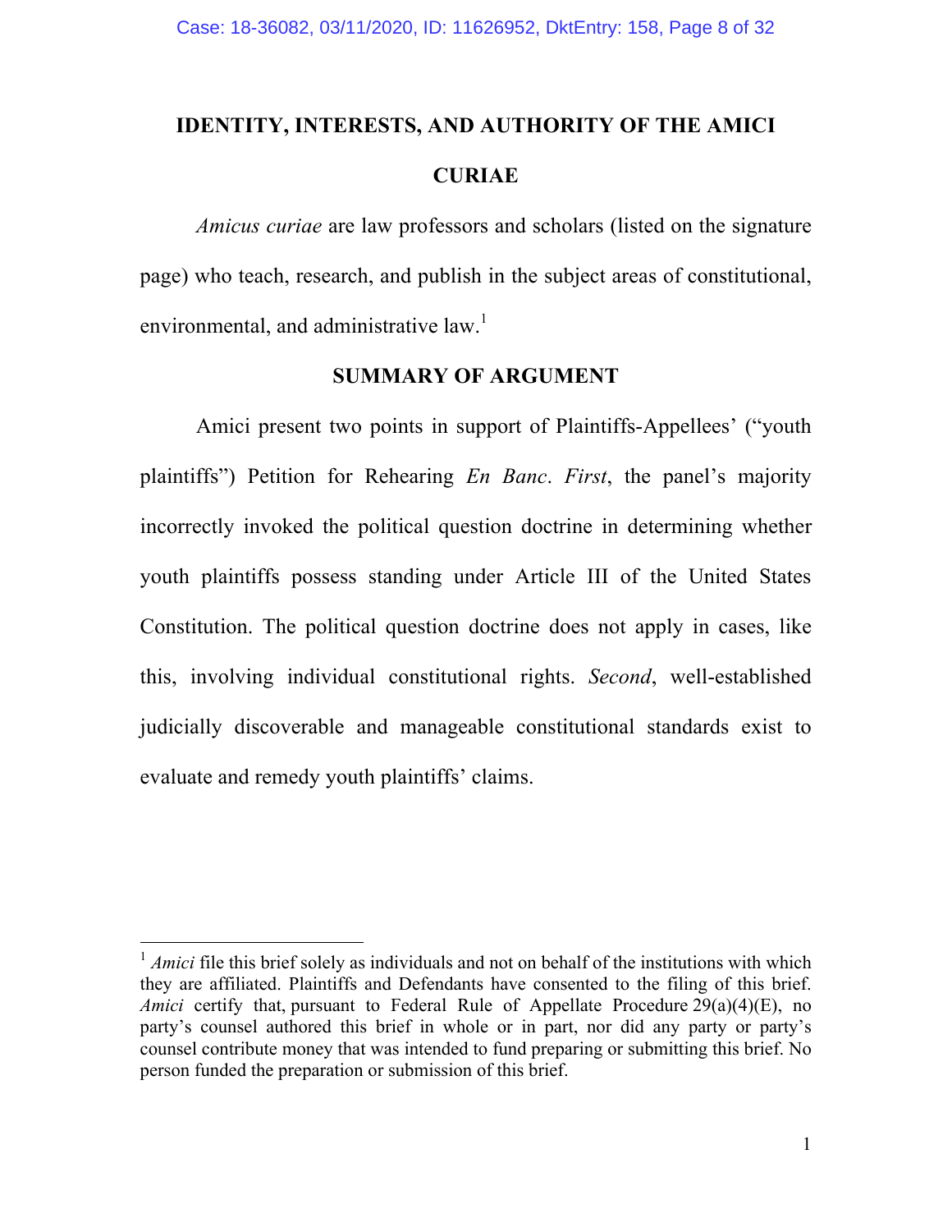## IDENTITY, INTERESTS, AND AUTHORITY OF THE AMICI CURIAE

*Amicus curiae* are law professors and scholars (listed on the signature page) who teach, research, and publish in the subject areas of constitutional, environmental, and administrative law.[1]

## SUMMARY OF ARGUMENT

Amici present two points in support of Plaintiffs-Appellees' ("youth plaintiffs") Petition for Rehearing *En Banc*. *First*, the panel's majority incorrectly invoked the political question doctrine in determining whether youth plaintiffs possess standing under Article III of the United States Constitution. The political question doctrine does not apply in cases, like this, involving individual constitutional rights. *Second*, well-established judicially discoverable and manageable constitutional standards exist to evaluate and remedy youth plaintiffs' claims.

---

[1] *Amici* file this brief solely as individuals and not on behalf of the institutions with which they are affiliated. Plaintiffs and Defendants have consented to the filing of this brief. *Amici* certify that, pursuant to Federal Rule of Appellate Procedure 29(a)(4)(E), no party's counsel authored this brief in whole or in part, nor did any party or party's counsel contribute money that was intended to fund preparing or submitting this brief. No person funded the preparation or submission of this brief.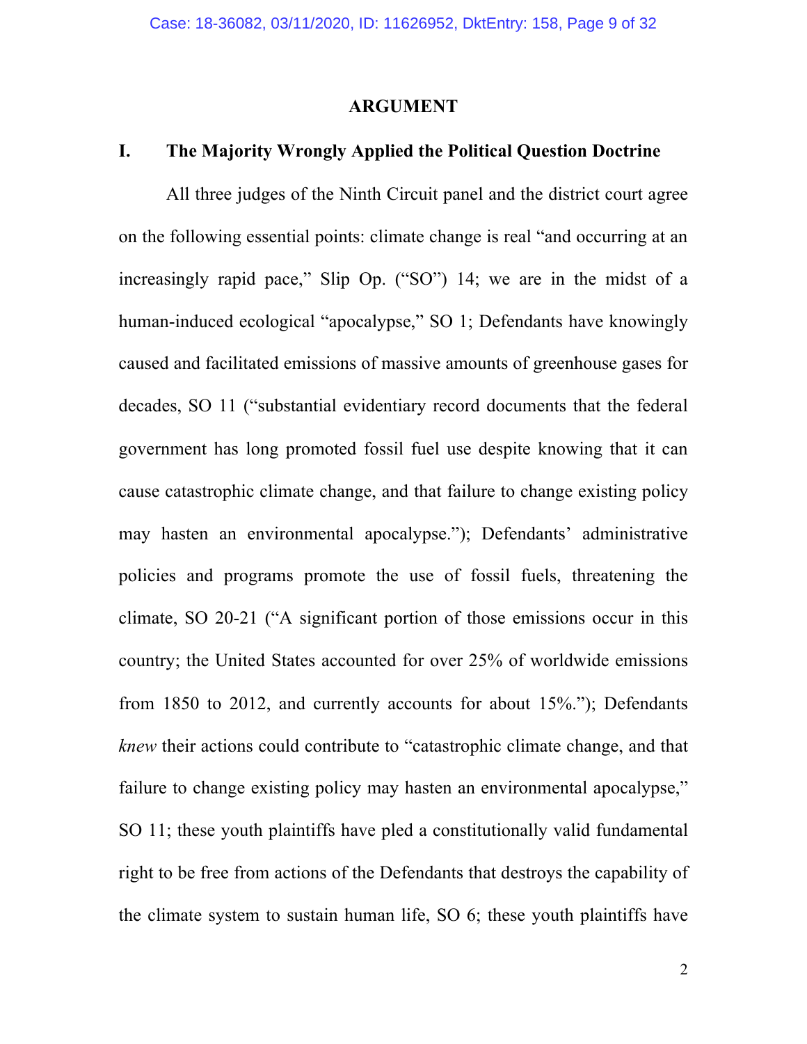## ARGUMENT

### I. The Majority Wrongly Applied the Political Question Doctrine

All three judges of the Ninth Circuit panel and the district court agree on the following essential points: climate change is real "and occurring at an increasingly rapid pace," Slip Op. ("SO") 14; we are in the midst of a human-induced ecological "apocalypse," SO 1; Defendants have knowingly caused and facilitated emissions of massive amounts of greenhouse gases for decades, SO 11 ("substantial evidentiary record documents that the federal government has long promoted fossil fuel use despite knowing that it can cause catastrophic climate change, and that failure to change existing policy may hasten an environmental apocalypse."); Defendants' administrative policies and programs promote the use of fossil fuels, threatening the climate, SO 20-21 ("A significant portion of those emissions occur in this country; the United States accounted for over 25% of worldwide emissions from 1850 to 2012, and currently accounts for about 15%."); Defendants *knew* their actions could contribute to "catastrophic climate change, and that failure to change existing policy may hasten an environmental apocalypse," SO 11; these youth plaintiffs have pled a constitutionally valid fundamental right to be free from actions of the Defendants that destroys the capability of the climate system to sustain human life, SO 6; these youth plaintiffs have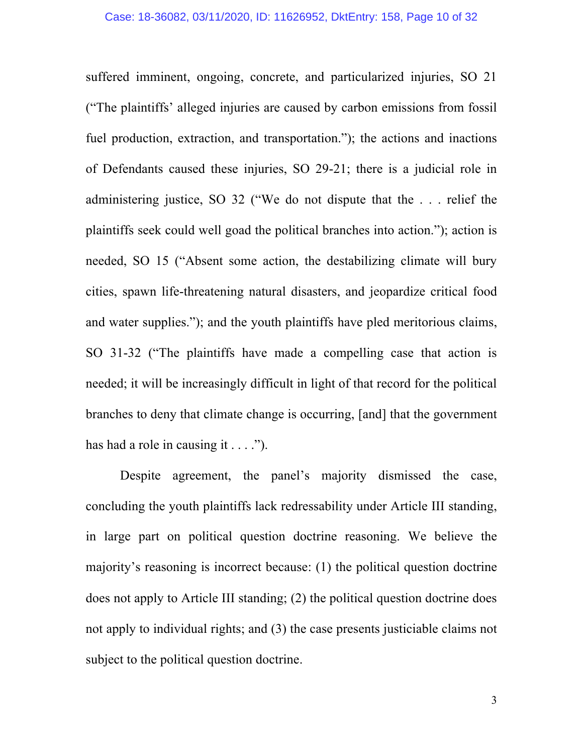suffered imminent, ongoing, concrete, and particularized injuries, SO 21 ("The plaintiffs' alleged injuries are caused by carbon emissions from fossil fuel production, extraction, and transportation."); the actions and inactions of Defendants caused these injuries, SO 29-21; there is a judicial role in administering justice, SO 32 ("We do not dispute that the . . . relief the plaintiffs seek could well goad the political branches into action."); action is needed, SO 15 ("Absent some action, the destabilizing climate will bury cities, spawn life-threatening natural disasters, and jeopardize critical food and water supplies."); and the youth plaintiffs have pled meritorious claims, SO 31-32 ("The plaintiffs have made a compelling case that action is needed; it will be increasingly difficult in light of that record for the political branches to deny that climate change is occurring, [and] that the government has had a role in causing it . . . .").

Despite agreement, the panel's majority dismissed the case, concluding the youth plaintiffs lack redressability under Article III standing, in large part on political question doctrine reasoning. We believe the majority's reasoning is incorrect because: (1) the political question doctrine does not apply to Article III standing; (2) the political question doctrine does not apply to individual rights; and (3) the case presents justiciable claims not subject to the political question doctrine.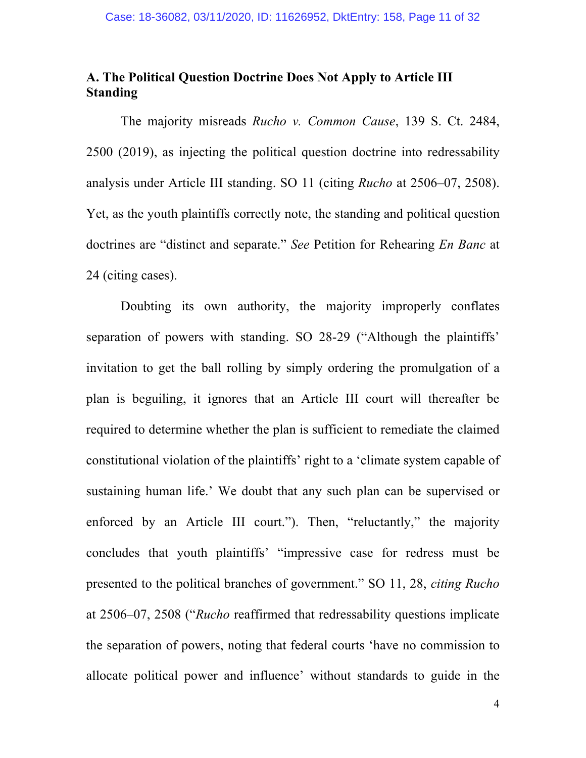### A. The Political Question Doctrine Does Not Apply to Article III Standing

The majority misreads *Rucho v. Common Cause*, 139 S. Ct. 2484, 2500 (2019), as injecting the political question doctrine into redressability analysis under Article III standing. SO 11 (citing *Rucho* at 2506–07, 2508). Yet, as the youth plaintiffs correctly note, the standing and political question doctrines are "distinct and separate." *See* Petition for Rehearing *En Banc* at 24 (citing cases).

Doubting its own authority, the majority improperly conflates separation of powers with standing. SO 28-29 ("Although the plaintiffs' invitation to get the ball rolling by simply ordering the promulgation of a plan is beguiling, it ignores that an Article III court will thereafter be required to determine whether the plan is sufficient to remediate the claimed constitutional violation of the plaintiffs' right to a 'climate system capable of sustaining human life.' We doubt that any such plan can be supervised or enforced by an Article III court."). Then, "reluctantly," the majority concludes that youth plaintiffs' "impressive case for redress must be presented to the political branches of government." SO 11, 28, *citing Rucho* at 2506–07, 2508 ("*Rucho* reaffirmed that redressability questions implicate the separation of powers, noting that federal courts 'have no commission to allocate political power and influence' without standards to guide in the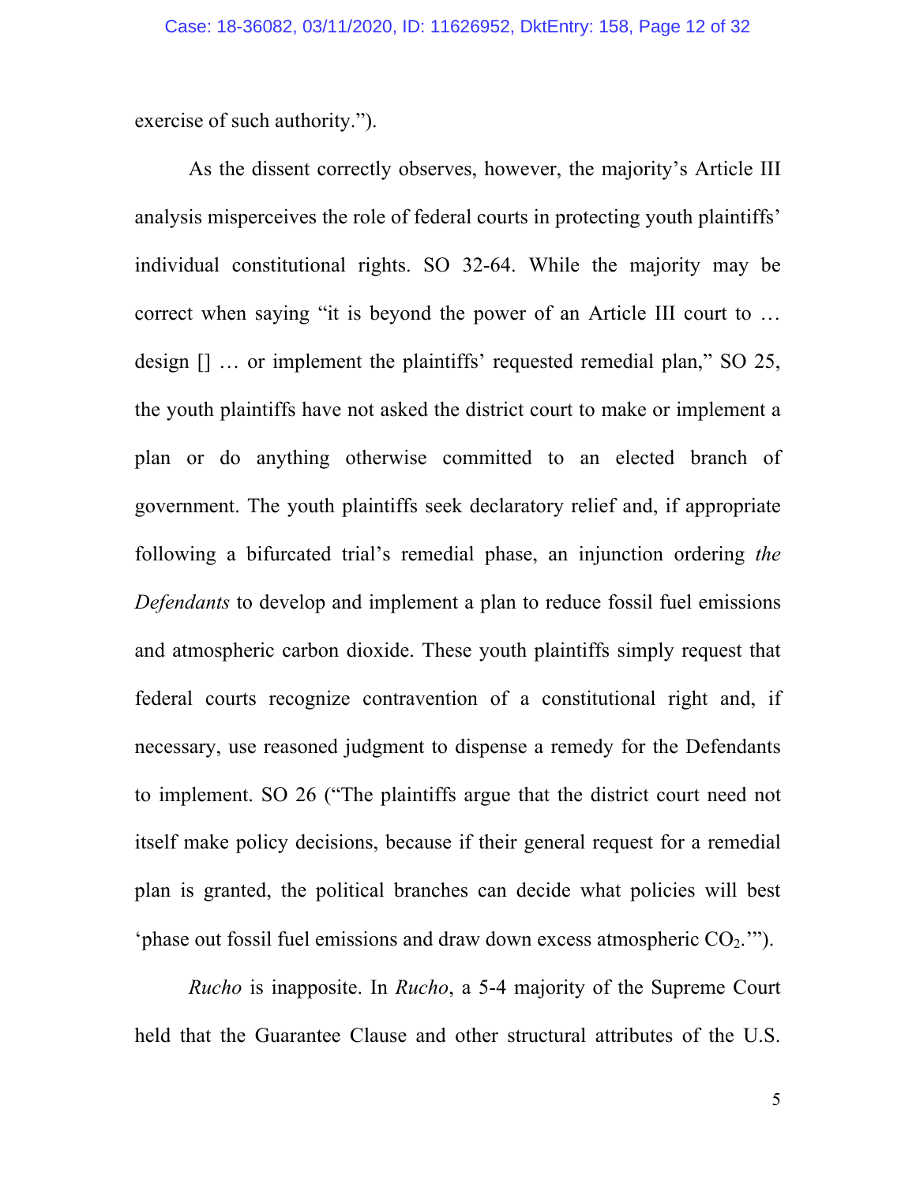exercise of such authority.").

As the dissent correctly observes, however, the majority's Article III analysis misperceives the role of federal courts in protecting youth plaintiffs' individual constitutional rights. SO 32-64. While the majority may be correct when saying "it is beyond the power of an Article III court to … design [] … or implement the plaintiffs' requested remedial plan," SO 25, the youth plaintiffs have not asked the district court to make or implement a plan or do anything otherwise committed to an elected branch of government. The youth plaintiffs seek declaratory relief and, if appropriate following a bifurcated trial's remedial phase, an injunction ordering *the Defendants* to develop and implement a plan to reduce fossil fuel emissions and atmospheric carbon dioxide. These youth plaintiffs simply request that federal courts recognize contravention of a constitutional right and, if necessary, use reasoned judgment to dispense a remedy for the Defendants to implement. SO 26 ("The plaintiffs argue that the district court need not itself make policy decisions, because if their general request for a remedial plan is granted, the political branches can decide what policies will best 'phase out fossil fuel emissions and draw down excess atmospheric $CO_2$.'").

*Rucho* is inapposite. In *Rucho*, a 5-4 majority of the Supreme Court held that the Guarantee Clause and other structural attributes of the U.S.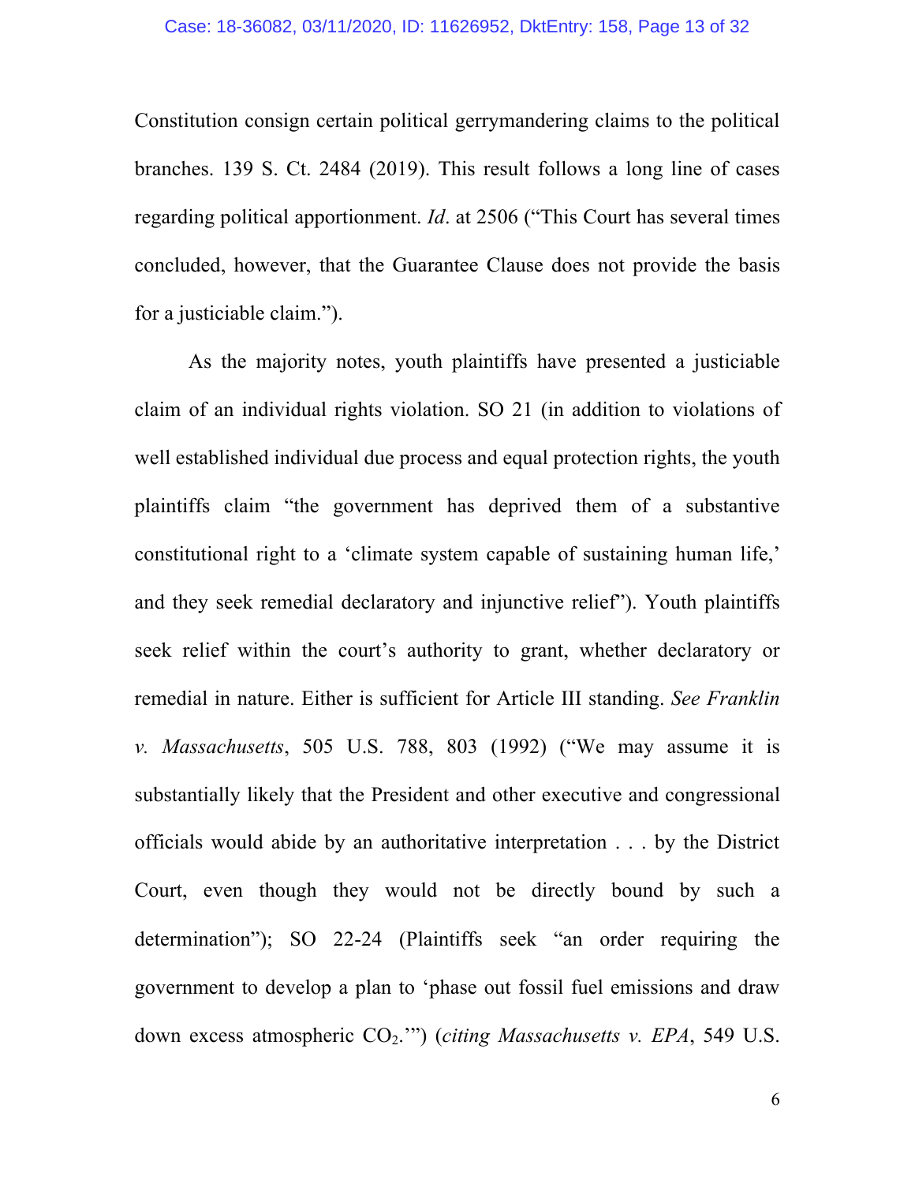Constitution consign certain political gerrymandering claims to the political branches. 139 S. Ct. 2484 (2019). This result follows a long line of cases regarding political apportionment. *Id*. at 2506 ("This Court has several times concluded, however, that the Guarantee Clause does not provide the basis for a justiciable claim.").

As the majority notes, youth plaintiffs have presented a justiciable claim of an individual rights violation. SO 21 (in addition to violations of well established individual due process and equal protection rights, the youth plaintiffs claim "the government has deprived them of a substantive constitutional right to a 'climate system capable of sustaining human life,' and they seek remedial declaratory and injunctive relief"). Youth plaintiffs seek relief within the court's authority to grant, whether declaratory or remedial in nature. Either is sufficient for Article III standing. *See Franklin v. Massachusetts*, 505 U.S. 788, 803 (1992) ("We may assume it is substantially likely that the President and other executive and congressional officials would abide by an authoritative interpretation . . . by the District Court, even though they would not be directly bound by such a determination"); SO 22-24 (Plaintiffs seek "an order requiring the government to develop a plan to 'phase out fossil fuel emissions and draw down excess atmospheric $CO_2$.'") (*citing Massachusetts v. EPA*, 549 U.S.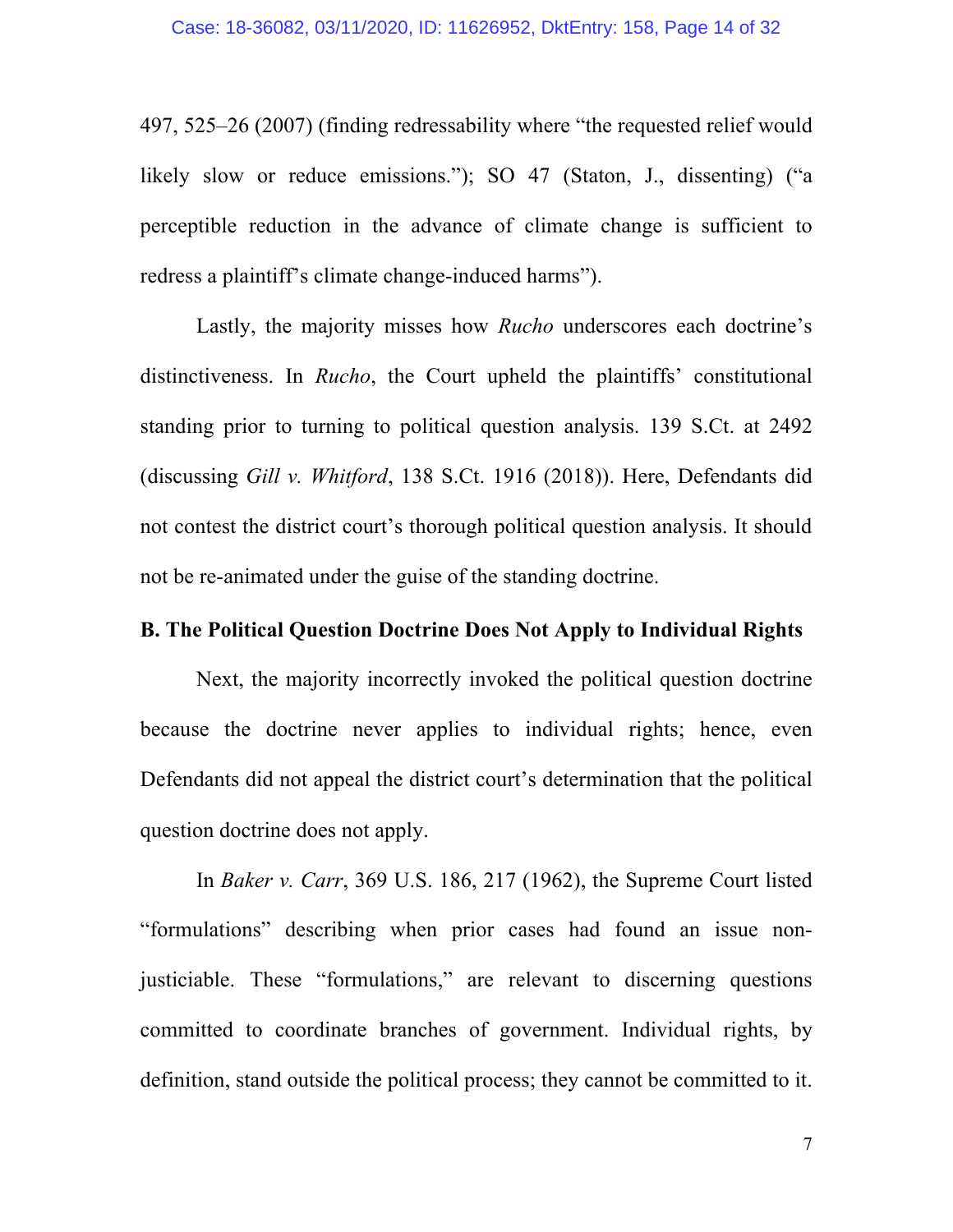497, 525–26 (2007) (finding redressability where "the requested relief would likely slow or reduce emissions."); SO 47 (Staton, J., dissenting) ("a perceptible reduction in the advance of climate change is sufficient to redress a plaintiff's climate change-induced harms").

Lastly, the majority misses how *Rucho* underscores each doctrine's distinctiveness. In *Rucho*, the Court upheld the plaintiffs' constitutional standing prior to turning to political question analysis. 139 S.Ct. at 2492 (discussing *Gill v. Whitford*, 138 S.Ct. 1916 (2018)). Here, Defendants did not contest the district court's thorough political question analysis. It should not be re-animated under the guise of the standing doctrine.

### B. The Political Question Doctrine Does Not Apply to Individual Rights

Next, the majority incorrectly invoked the political question doctrine because the doctrine never applies to individual rights; hence, even Defendants did not appeal the district court's determination that the political question doctrine does not apply.

In *Baker v. Carr*, 369 U.S. 186, 217 (1962), the Supreme Court listed "formulations" describing when prior cases had found an issue non-justiciable. These "formulations," are relevant to discerning questions committed to coordinate branches of government. Individual rights, by definition, stand outside the political process; they cannot be committed to it.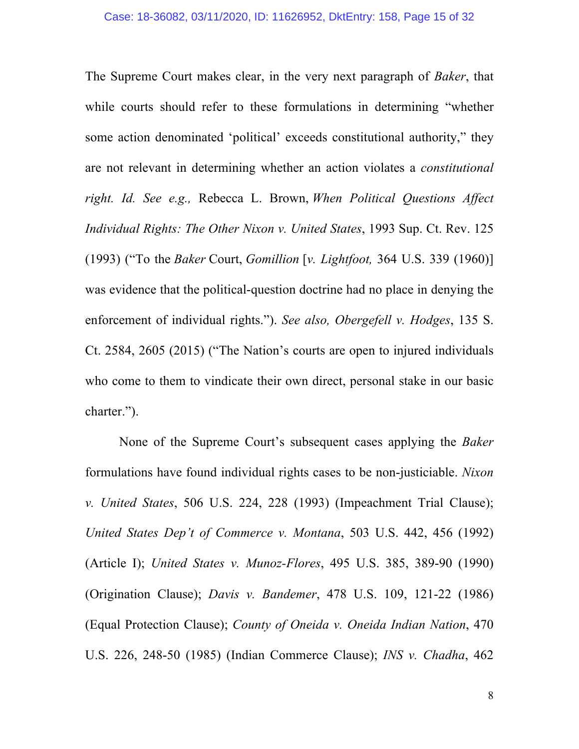The Supreme Court makes clear, in the very next paragraph of *Baker*, that while courts should refer to these formulations in determining "whether some action denominated 'political' exceeds constitutional authority," they are not relevant in determining whether an action violates a *constitutional right. Id. See e.g.,* Rebecca L. Brown, *When Political Questions Affect Individual Rights: The Other Nixon v. United States*, 1993 Sup. Ct. Rev. 125 (1993) ("To the *Baker* Court, *Gomillion* [*v. Lightfoot,* 364 U.S. 339 (1960)] was evidence that the political-question doctrine had no place in denying the enforcement of individual rights."). *See also, Obergefell v. Hodges*, 135 S. Ct. 2584, 2605 (2015) ("The Nation's courts are open to injured individuals who come to them to vindicate their own direct, personal stake in our basic charter.").

None of the Supreme Court's subsequent cases applying the *Baker* formulations have found individual rights cases to be non-justiciable. *Nixon v. United States*, 506 U.S. 224, 228 (1993) (Impeachment Trial Clause); *United States Dep't of Commerce v. Montana*, 503 U.S. 442, 456 (1992) (Article I); *United States v. Munoz-Flores*, 495 U.S. 385, 389-90 (1990) (Origination Clause); *Davis v. Bandemer*, 478 U.S. 109, 121-22 (1986) (Equal Protection Clause); *County of Oneida v. Oneida Indian Nation*, 470 U.S. 226, 248-50 (1985) (Indian Commerce Clause); *INS v. Chadha*, 462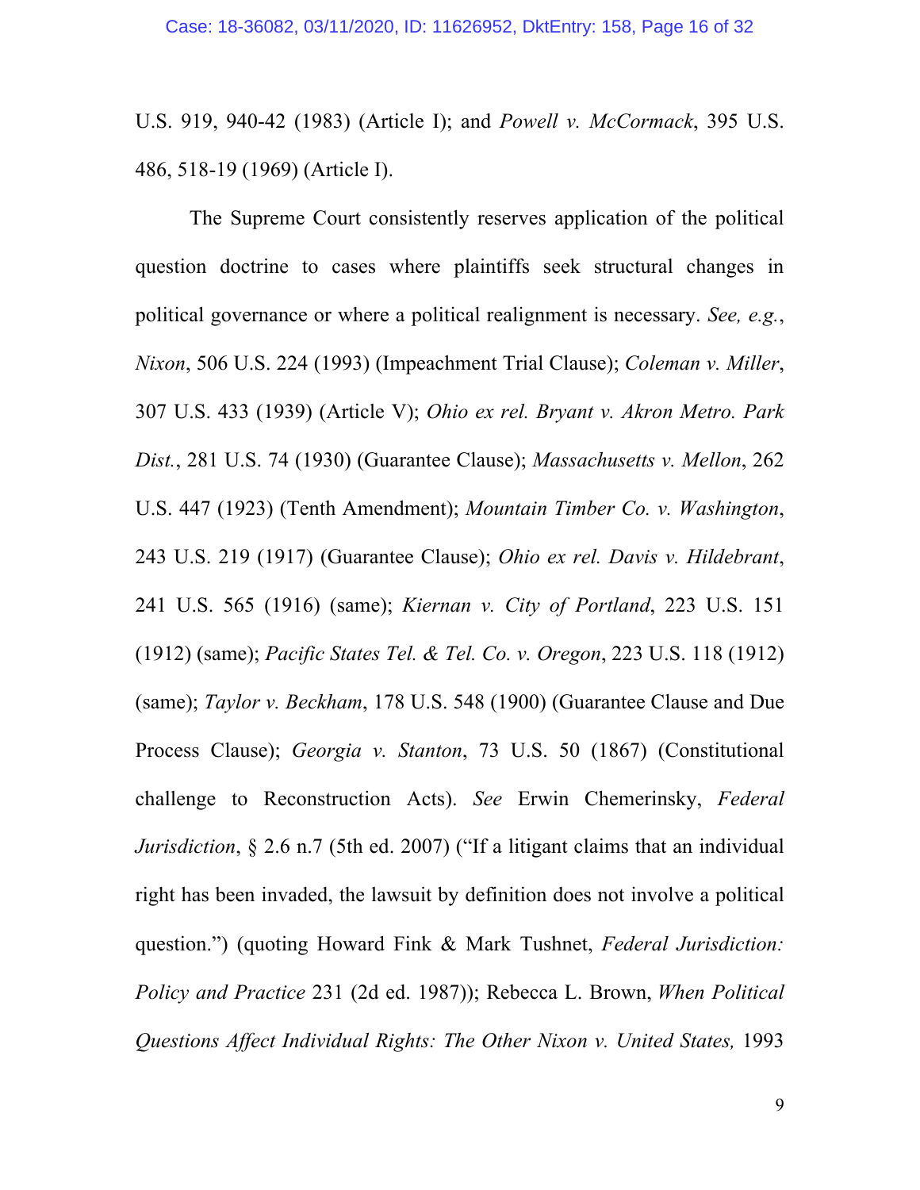U.S. 919, 940-42 (1983) (Article I); and *Powell v. McCormack*, 395 U.S. 486, 518-19 (1969) (Article I).

The Supreme Court consistently reserves application of the political question doctrine to cases where plaintiffs seek structural changes in political governance or where a political realignment is necessary. *See, e.g.*, *Nixon*, 506 U.S. 224 (1993) (Impeachment Trial Clause); *Coleman v. Miller*, 307 U.S. 433 (1939) (Article V); *Ohio ex rel. Bryant v. Akron Metro. Park Dist.*, 281 U.S. 74 (1930) (Guarantee Clause); *Massachusetts v. Mellon*, 262 U.S. 447 (1923) (Tenth Amendment); *Mountain Timber Co. v. Washington*, 243 U.S. 219 (1917) (Guarantee Clause); *Ohio ex rel. Davis v. Hildebrant*, 241 U.S. 565 (1916) (same); *Kiernan v. City of Portland*, 223 U.S. 151 (1912) (same); *Pacific States Tel. & Tel. Co. v. Oregon*, 223 U.S. 118 (1912) (same); *Taylor v. Beckham*, 178 U.S. 548 (1900) (Guarantee Clause and Due Process Clause); *Georgia v. Stanton*, 73 U.S. 50 (1867) (Constitutional challenge to Reconstruction Acts). *See* Erwin Chemerinsky, *Federal Jurisdiction*, § 2.6 n.7 (5th ed. 2007) ("If a litigant claims that an individual right has been invaded, the lawsuit by definition does not involve a political question.") (quoting Howard Fink & Mark Tushnet, *Federal Jurisdiction: Policy and Practice* 231 (2d ed. 1987)); Rebecca L. Brown, *When Political Questions Affect Individual Rights: The Other Nixon v. United States,* 1993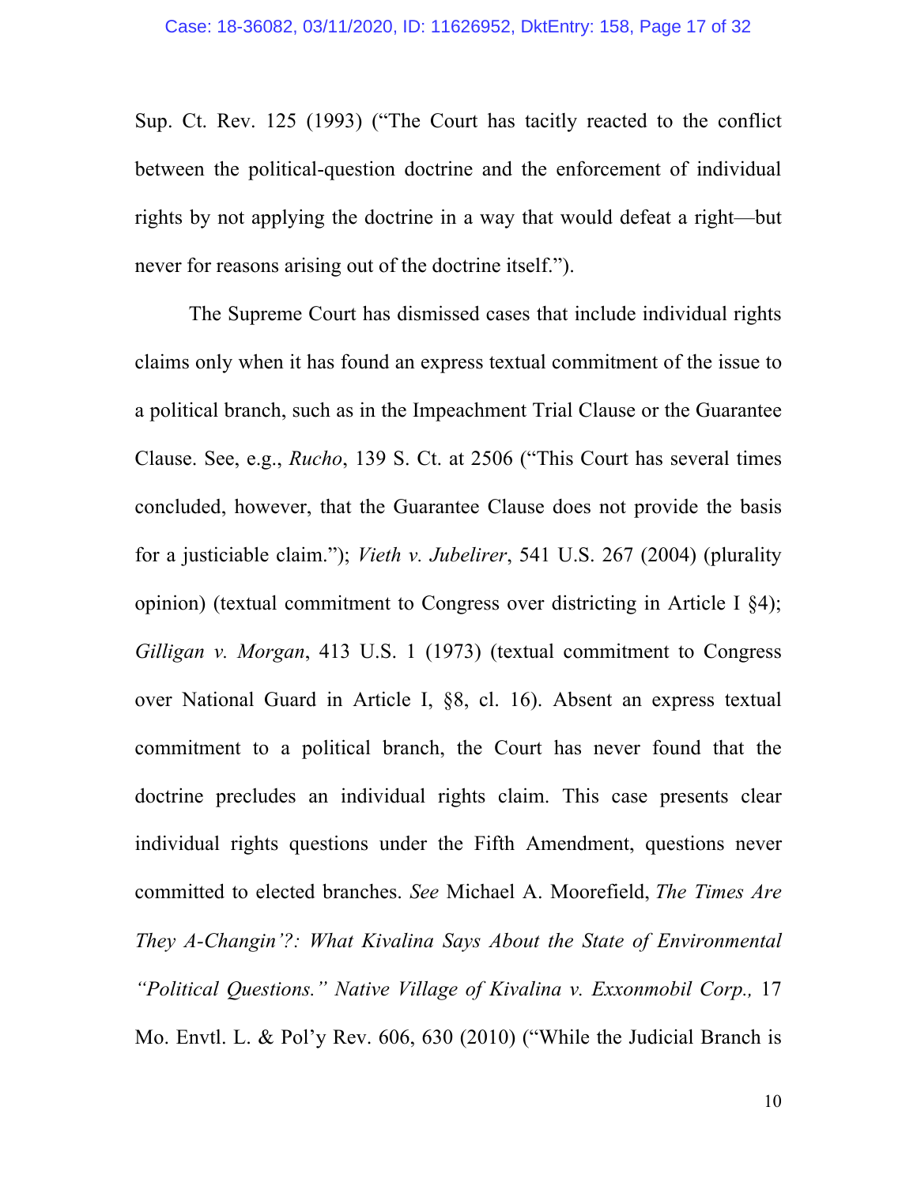Sup. Ct. Rev. 125 (1993) ("The Court has tacitly reacted to the conflict between the political-question doctrine and the enforcement of individual rights by not applying the doctrine in a way that would defeat a right—but never for reasons arising out of the doctrine itself.").

The Supreme Court has dismissed cases that include individual rights claims only when it has found an express textual commitment of the issue to a political branch, such as in the Impeachment Trial Clause or the Guarantee Clause. See, e.g., *Rucho*, 139 S. Ct. at 2506 ("This Court has several times concluded, however, that the Guarantee Clause does not provide the basis for a justiciable claim."); *Vieth v. Jubelirer*, 541 U.S. 267 (2004) (plurality opinion) (textual commitment to Congress over districting in Article I §4); *Gilligan v. Morgan*, 413 U.S. 1 (1973) (textual commitment to Congress over National Guard in Article I, §8, cl. 16). Absent an express textual commitment to a political branch, the Court has never found that the doctrine precludes an individual rights claim. This case presents clear individual rights questions under the Fifth Amendment, questions never committed to elected branches. *See* Michael A. Moorefield, *The Times Are They A-Changin'?: What Kivalina Says About the State of Environmental "Political Questions." Native Village of Kivalina v. Exxonmobil Corp.,* 17 Mo. Envtl. L. & Pol'y Rev. 606, 630 (2010) ("While the Judicial Branch is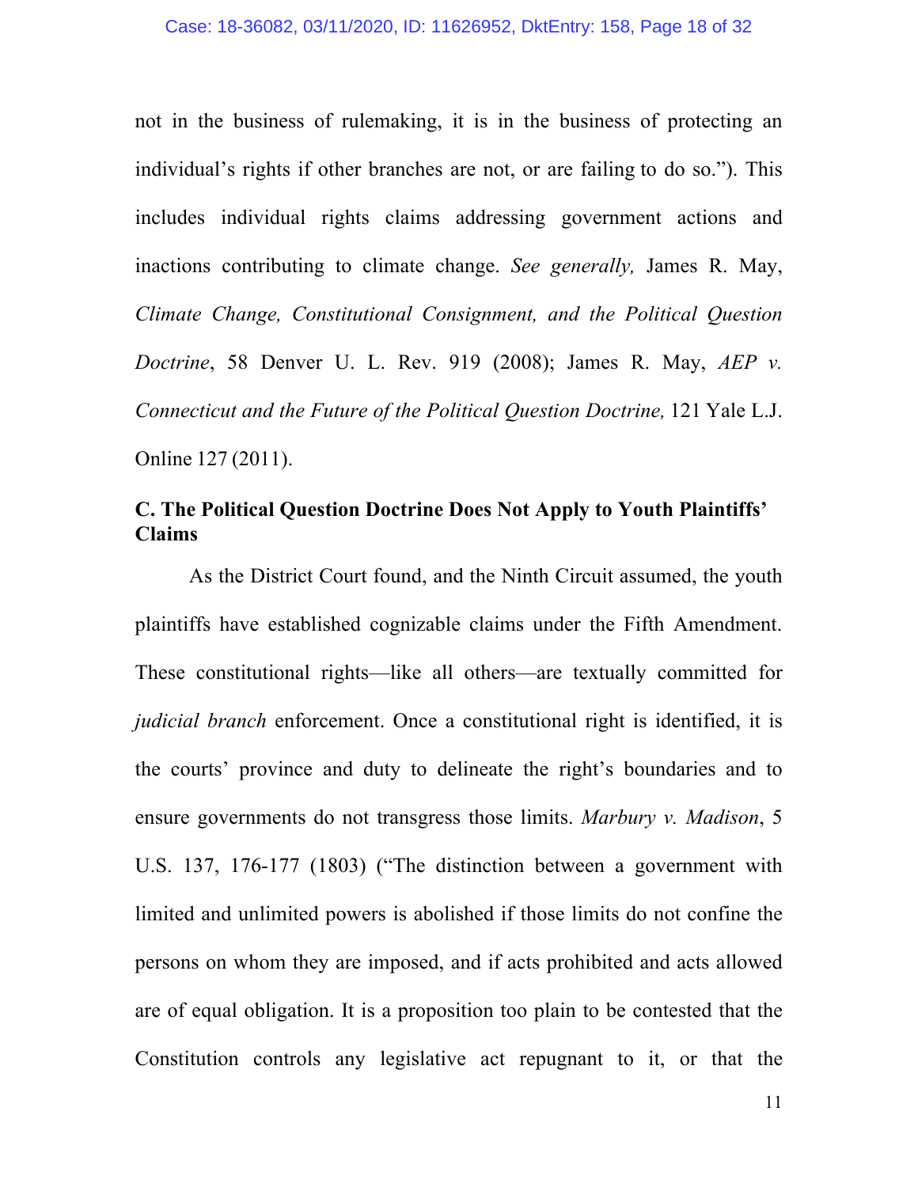not in the business of rulemaking, it is in the business of protecting an individual's rights if other branches are not, or are failing to do so."). This includes individual rights claims addressing government actions and inactions contributing to climate change. *See generally,* James R. May, *Climate Change, Constitutional Consignment, and the Political Question Doctrine*, 58 Denver U. L. Rev. 919 (2008); James R. May, *AEP v. Connecticut and the Future of the Political Question Doctrine,* 121 Yale L.J. Online 127 (2011).

### C. The Political Question Doctrine Does Not Apply to Youth Plaintiffs' Claims

As the District Court found, and the Ninth Circuit assumed, the youth plaintiffs have established cognizable claims under the Fifth Amendment. These constitutional rights—like all others—are textually committed for *judicial branch* enforcement. Once a constitutional right is identified, it is the courts' province and duty to delineate the right's boundaries and to ensure governments do not transgress those limits. *Marbury v. Madison*, 5 U.S. 137, 176-177 (1803) ("The distinction between a government with limited and unlimited powers is abolished if those limits do not confine the persons on whom they are imposed, and if acts prohibited and acts allowed are of equal obligation. It is a proposition too plain to be contested that the Constitution controls any legislative act repugnant to it, or that the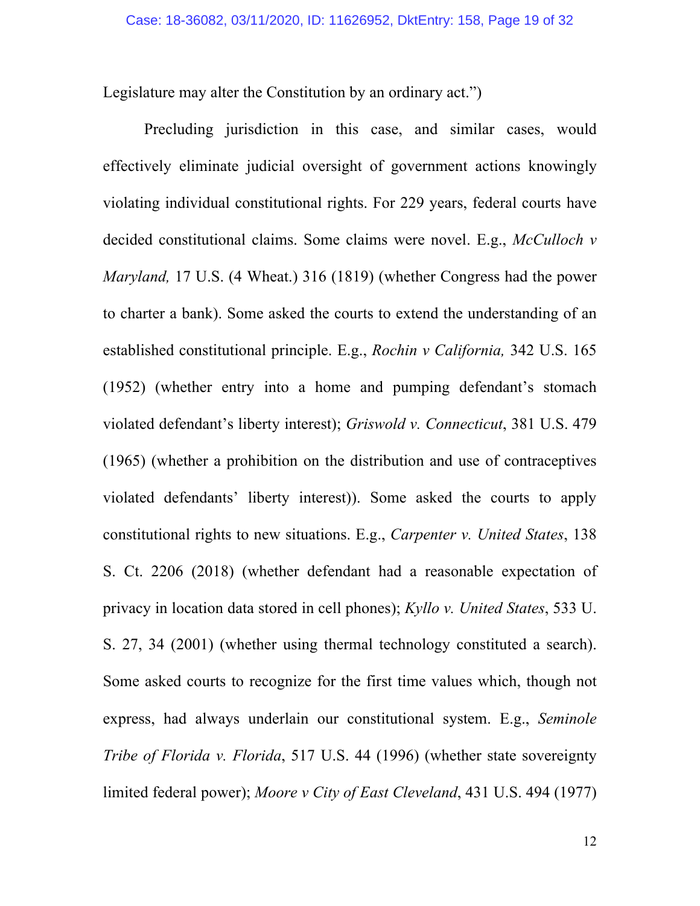Legislature may alter the Constitution by an ordinary act.")

Precluding jurisdiction in this case, and similar cases, would effectively eliminate judicial oversight of government actions knowingly violating individual constitutional rights. For 229 years, federal courts have decided constitutional claims. Some claims were novel. E.g., *McCulloch v Maryland,* 17 U.S. (4 Wheat.) 316 (1819) (whether Congress had the power to charter a bank). Some asked the courts to extend the understanding of an established constitutional principle. E.g., *Rochin v California,* 342 U.S. 165 (1952) (whether entry into a home and pumping defendant's stomach violated defendant's liberty interest); *Griswold v. Connecticut*, 381 U.S. 479 (1965) (whether a prohibition on the distribution and use of contraceptives violated defendants' liberty interest)). Some asked the courts to apply constitutional rights to new situations. E.g., *Carpenter v. United States*, 138 S. Ct. 2206 (2018) (whether defendant had a reasonable expectation of privacy in location data stored in cell phones); *Kyllo v. United States*, 533 U. S. 27, 34 (2001) (whether using thermal technology constituted a search). Some asked courts to recognize for the first time values which, though not express, had always underlain our constitutional system. E.g., *Seminole Tribe of Florida v. Florida*, 517 U.S. 44 (1996) (whether state sovereignty limited federal power); *Moore v City of East Cleveland*, 431 U.S. 494 (1977)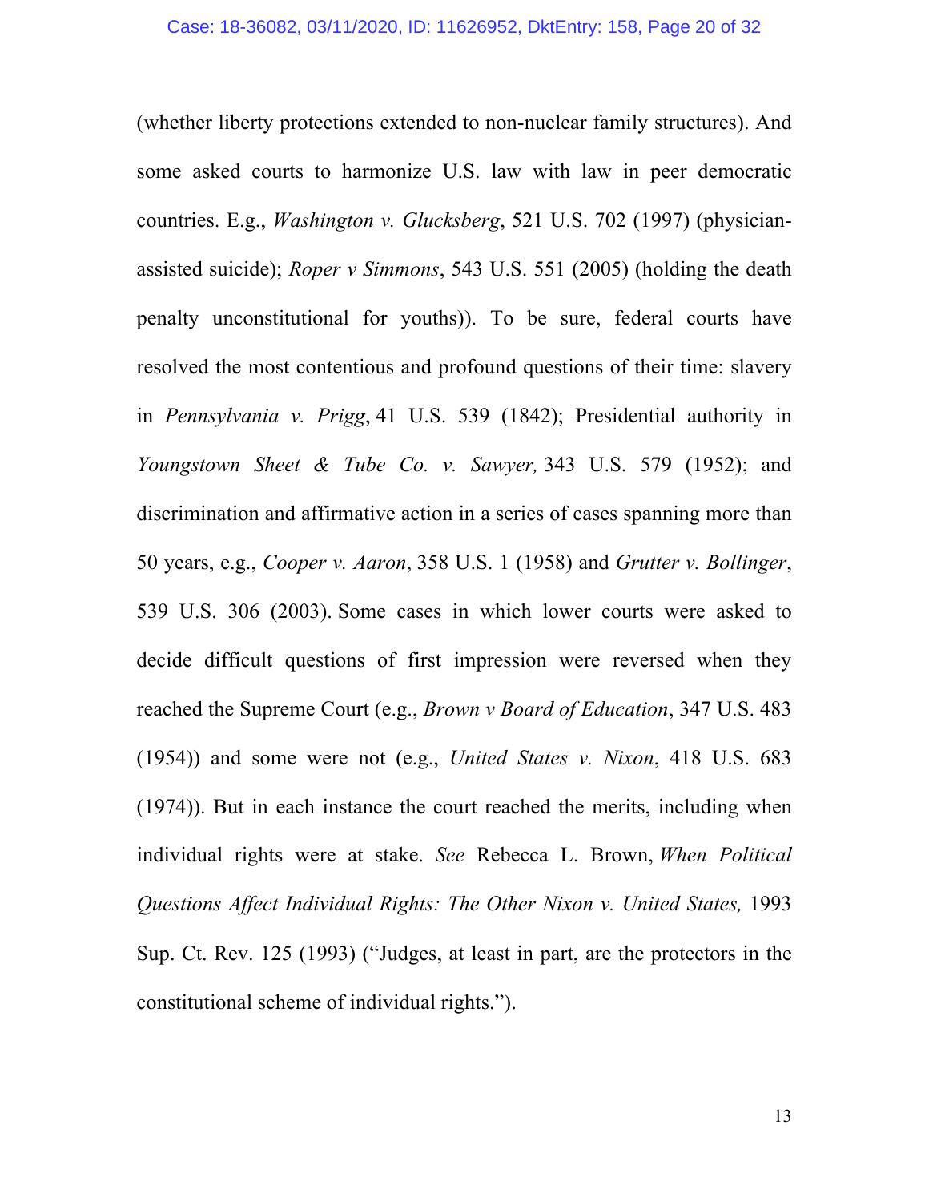(whether liberty protections extended to non-nuclear family structures). And some asked courts to harmonize U.S. law with law in peer democratic countries. E.g., *Washington v. Glucksberg*, 521 U.S. 702 (1997) (physician-assisted suicide); *Roper v Simmons*, 543 U.S. 551 (2005) (holding the death penalty unconstitutional for youths)). To be sure, federal courts have resolved the most contentious and profound questions of their time: slavery in *Pennsylvania v. Prigg*, 41 U.S. 539 (1842); Presidential authority in *Youngstown Sheet & Tube Co. v. Sawyer,* 343 U.S. 579 (1952); and discrimination and affirmative action in a series of cases spanning more than 50 years, e.g., *Cooper v. Aaron*, 358 U.S. 1 (1958) and *Grutter v. Bollinger*, 539 U.S. 306 (2003). Some cases in which lower courts were asked to decide difficult questions of first impression were reversed when they reached the Supreme Court (e.g., *Brown v Board of Education*, 347 U.S. 483 (1954)) and some were not (e.g., *United States v. Nixon*, 418 U.S. 683 (1974)). But in each instance the court reached the merits, including when individual rights were at stake. *See* Rebecca L. Brown, *When Political Questions Affect Individual Rights: The Other Nixon v. United States,* 1993 Sup. Ct. Rev. 125 (1993) ("Judges, at least in part, are the protectors in the constitutional scheme of individual rights.").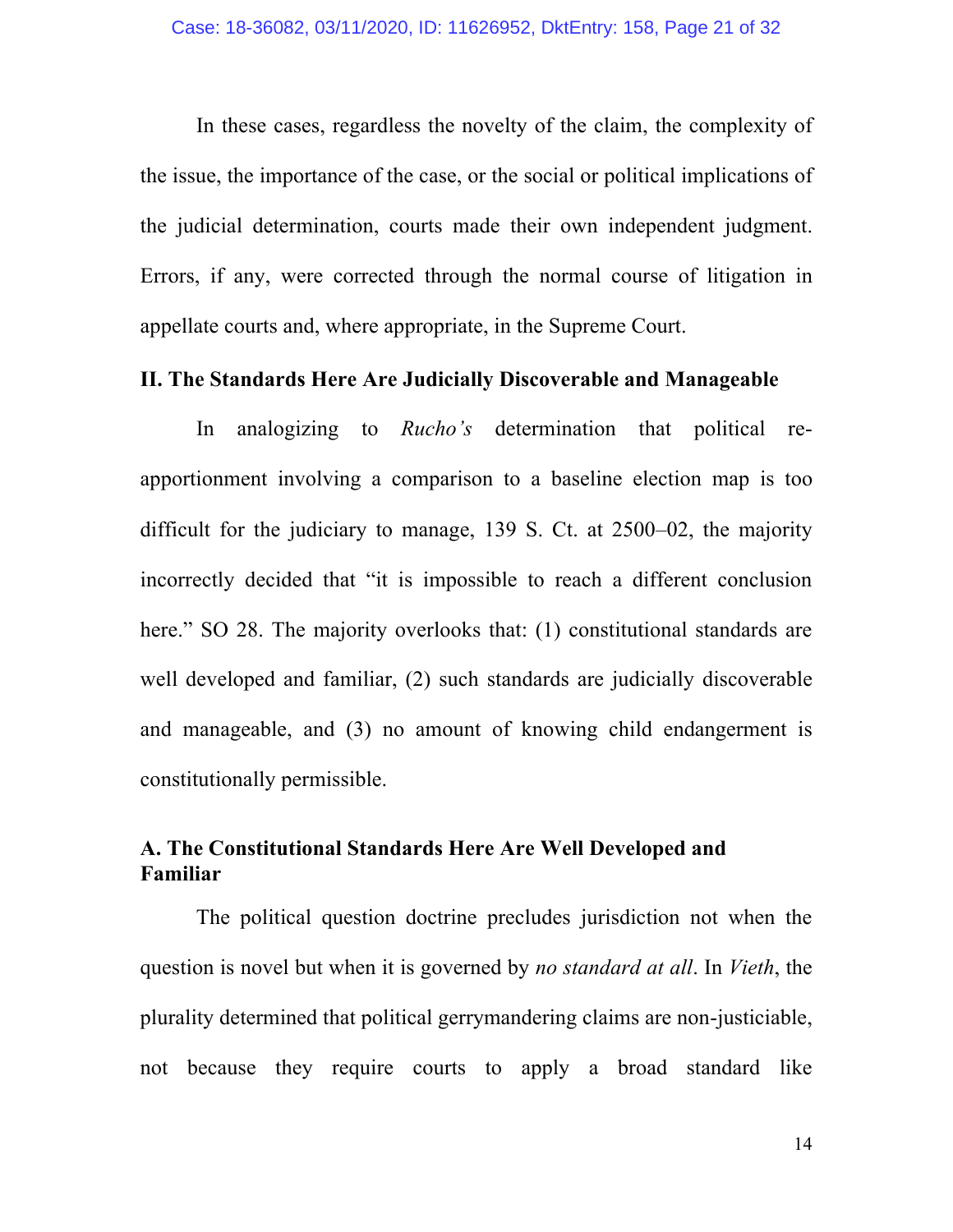In these cases, regardless the novelty of the claim, the complexity of the issue, the importance of the case, or the social or political implications of the judicial determination, courts made their own independent judgment. Errors, if any, were corrected through the normal course of litigation in appellate courts and, where appropriate, in the Supreme Court.

## II. The Standards Here Are Judicially Discoverable and Manageable

In analogizing to *Rucho's* determination that political re-apportionment involving a comparison to a baseline election map is too difficult for the judiciary to manage, 139 S. Ct. at 2500–02, the majority incorrectly decided that "it is impossible to reach a different conclusion here." SO 28. The majority overlooks that: (1) constitutional standards are well developed and familiar, (2) such standards are judicially discoverable and manageable, and (3) no amount of knowing child endangerment is constitutionally permissible.

### A. The Constitutional Standards Here Are Well Developed and Familiar

The political question doctrine precludes jurisdiction not when the question is novel but when it is governed by *no standard at all*. In *Vieth*, the plurality determined that political gerrymandering claims are non-justiciable, not because they require courts to apply a broad standard like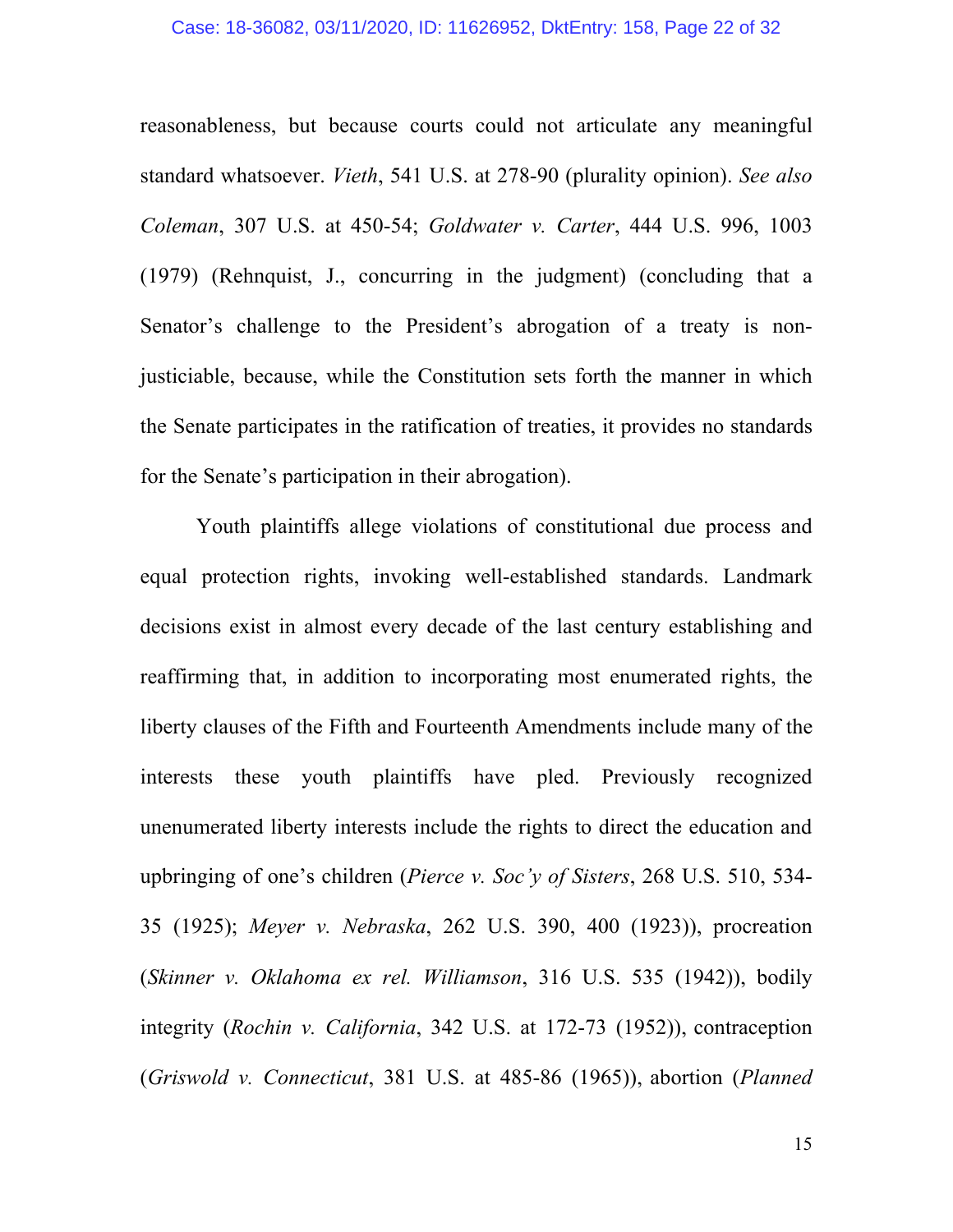reasonableness, but because courts could not articulate any meaningful standard whatsoever. *Vieth*, 541 U.S. at 278-90 (plurality opinion). *See also Coleman*, 307 U.S. at 450-54; *Goldwater v. Carter*, 444 U.S. 996, 1003 (1979) (Rehnquist, J., concurring in the judgment) (concluding that a Senator's challenge to the President's abrogation of a treaty is non-justiciable, because, while the Constitution sets forth the manner in which the Senate participates in the ratification of treaties, it provides no standards for the Senate's participation in their abrogation).

Youth plaintiffs allege violations of constitutional due process and equal protection rights, invoking well-established standards. Landmark decisions exist in almost every decade of the last century establishing and reaffirming that, in addition to incorporating most enumerated rights, the liberty clauses of the Fifth and Fourteenth Amendments include many of the interests these youth plaintiffs have pled. Previously recognized unenumerated liberty interests include the rights to direct the education and upbringing of one's children (*Pierce v. Soc'y of Sisters*, 268 U.S. 510, 534-35 (1925); *Meyer v. Nebraska*, 262 U.S. 390, 400 (1923)), procreation (*Skinner v. Oklahoma ex rel. Williamson*, 316 U.S. 535 (1942)), bodily integrity (*Rochin v. California*, 342 U.S. at 172-73 (1952)), contraception (*Griswold v. Connecticut*, 381 U.S. at 485-86 (1965)), abortion (*Planned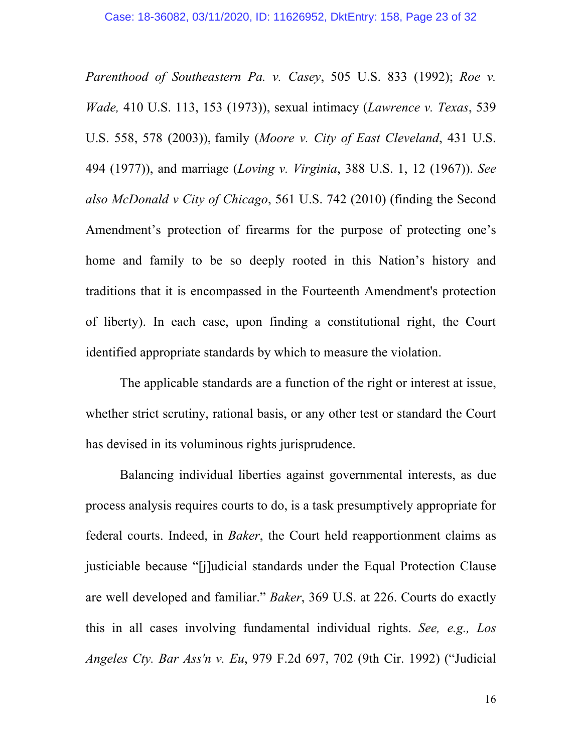*Parenthood of Southeastern Pa. v. Casey*, 505 U.S. 833 (1992); *Roe v. Wade,* 410 U.S. 113, 153 (1973)), sexual intimacy (*Lawrence v. Texas*, 539 U.S. 558, 578 (2003)), family (*Moore v. City of East Cleveland*, 431 U.S. 494 (1977)), and marriage (*Loving v. Virginia*, 388 U.S. 1, 12 (1967)). *See also McDonald v City of Chicago*, 561 U.S. 742 (2010) (finding the Second Amendment's protection of firearms for the purpose of protecting one's home and family to be so deeply rooted in this Nation's history and traditions that it is encompassed in the Fourteenth Amendment's protection of liberty). In each case, upon finding a constitutional right, the Court identified appropriate standards by which to measure the violation.

The applicable standards are a function of the right or interest at issue, whether strict scrutiny, rational basis, or any other test or standard the Court has devised in its voluminous rights jurisprudence.

Balancing individual liberties against governmental interests, as due process analysis requires courts to do, is a task presumptively appropriate for federal courts. Indeed, in *Baker*, the Court held reapportionment claims as justiciable because "[j]udicial standards under the Equal Protection Clause are well developed and familiar." *Baker*, 369 U.S. at 226. Courts do exactly this in all cases involving fundamental individual rights. *See, e.g., Los Angeles Cty. Bar Ass'n v. Eu*, 979 F.2d 697, 702 (9th Cir. 1992) ("Judicial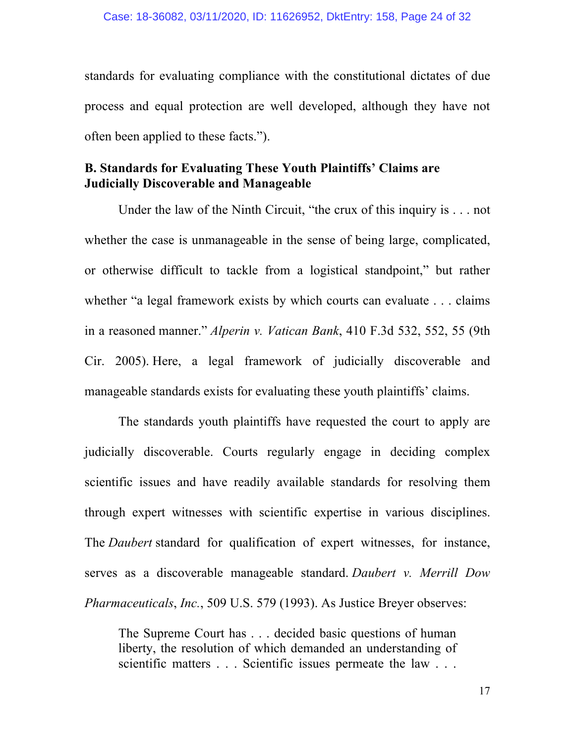standards for evaluating compliance with the constitutional dictates of due process and equal protection are well developed, although they have not often been applied to these facts.").

**B. Standards for Evaluating These Youth Plaintiffs' Claims are Judicially Discoverable and Manageable**

Under the law of the Ninth Circuit, "the crux of this inquiry is . . . not whether the case is unmanageable in the sense of being large, complicated, or otherwise difficult to tackle from a logistical standpoint," but rather whether "a legal framework exists by which courts can evaluate . . . claims in a reasoned manner." *Alperin v. Vatican Bank*, 410 F.3d 532, 552, 55 (9th Cir. 2005). Here, a legal framework of judicially discoverable and manageable standards exists for evaluating these youth plaintiffs' claims.

The standards youth plaintiffs have requested the court to apply are judicially discoverable. Courts regularly engage in deciding complex scientific issues and have readily available standards for resolving them through expert witnesses with scientific expertise in various disciplines. The *Daubert* standard for qualification of expert witnesses, for instance, serves as a discoverable manageable standard. *Daubert v. Merrill Dow Pharmaceuticals*, *Inc.*, 509 U.S. 579 (1993). As Justice Breyer observes:

> The Supreme Court has . . . decided basic questions of human liberty, the resolution of which demanded an understanding of scientific matters . . . Scientific issues permeate the law . . .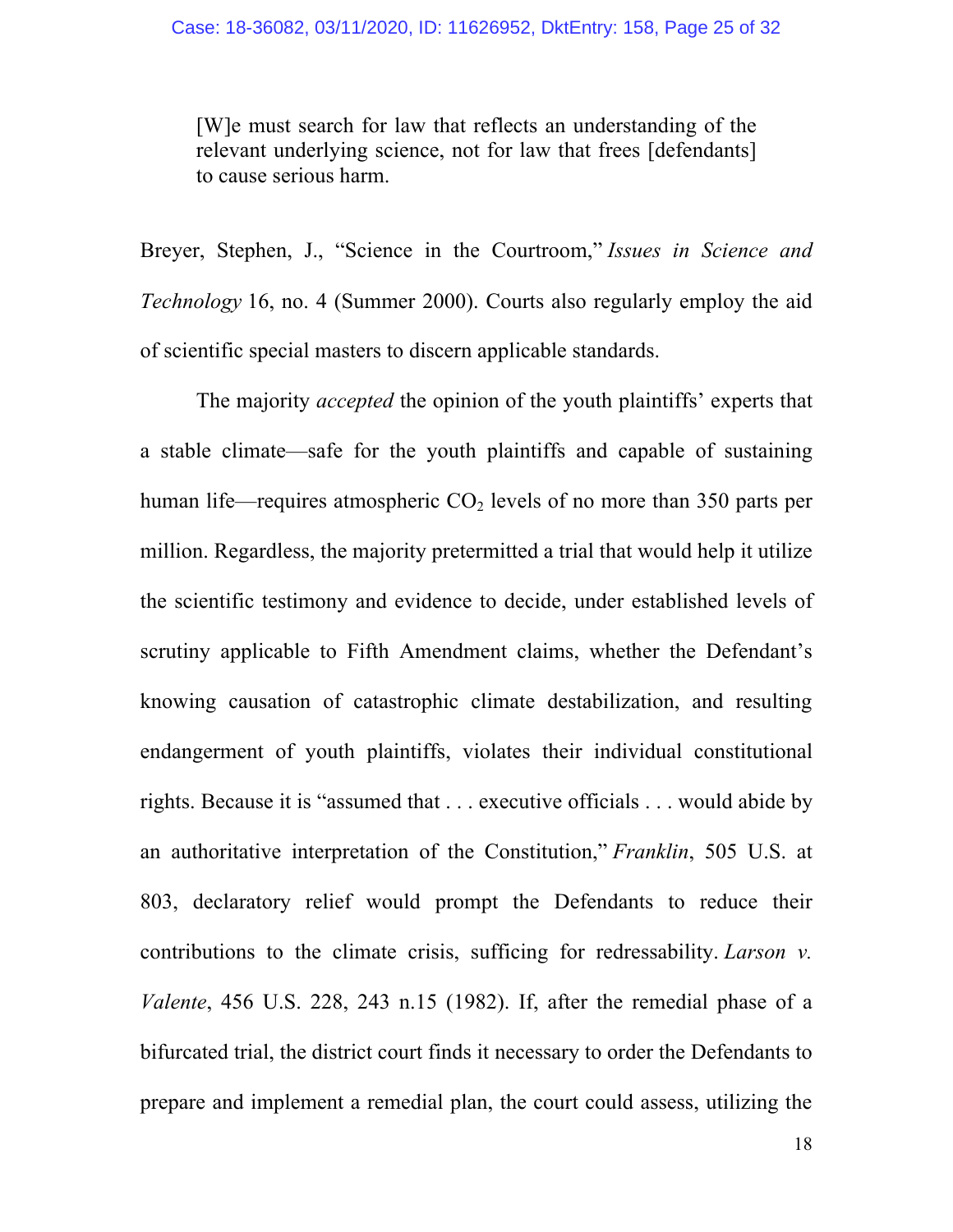> [W]e must search for law that reflects an understanding of the relevant underlying science, not for law that frees [defendants] to cause serious harm.

Breyer, Stephen, J., "Science in the Courtroom," *Issues in Science and Technology* 16, no. 4 (Summer 2000). Courts also regularly employ the aid of scientific special masters to discern applicable standards.

The majority *accepted* the opinion of the youth plaintiffs' experts that a stable climate—safe for the youth plaintiffs and capable of sustaining human life—requires atmospheric $CO_2$ levels of no more than 350 parts per million. Regardless, the majority pretermitted a trial that would help it utilize the scientific testimony and evidence to decide, under established levels of scrutiny applicable to Fifth Amendment claims, whether the Defendant's knowing causation of catastrophic climate destabilization, and resulting endangerment of youth plaintiffs, violates their individual constitutional rights. Because it is "assumed that . . . executive officials . . . would abide by an authoritative interpretation of the Constitution," *Franklin*, 505 U.S. at 803, declaratory relief would prompt the Defendants to reduce their contributions to the climate crisis, sufficing for redressability. *Larson v. Valente*, 456 U.S. 228, 243 n.15 (1982). If, after the remedial phase of a bifurcated trial, the district court finds it necessary to order the Defendants to prepare and implement a remedial plan, the court could assess, utilizing the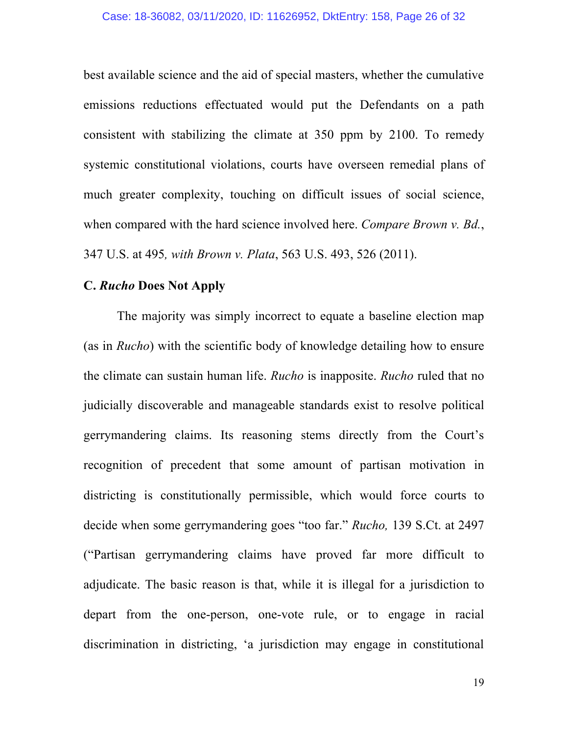best available science and the aid of special masters, whether the cumulative emissions reductions effectuated would put the Defendants on a path consistent with stabilizing the climate at 350 ppm by 2100. To remedy systemic constitutional violations, courts have overseen remedial plans of much greater complexity, touching on difficult issues of social science, when compared with the hard science involved here. *Compare Brown v. Bd.*, 347 U.S. at 495*, with Brown v. Plata*, 563 U.S. 493, 526 (2011).

### C. *Rucho* Does Not Apply

The majority was simply incorrect to equate a baseline election map (as in *Rucho*) with the scientific body of knowledge detailing how to ensure the climate can sustain human life. *Rucho* is inapposite. *Rucho* ruled that no judicially discoverable and manageable standards exist to resolve political gerrymandering claims. Its reasoning stems directly from the Court's recognition of precedent that some amount of partisan motivation in districting is constitutionally permissible, which would force courts to decide when some gerrymandering goes "too far." *Rucho,* 139 S.Ct. at 2497 ("Partisan gerrymandering claims have proved far more difficult to adjudicate. The basic reason is that, while it is illegal for a jurisdiction to depart from the one-person, one-vote rule, or to engage in racial discrimination in districting, 'a jurisdiction may engage in constitutional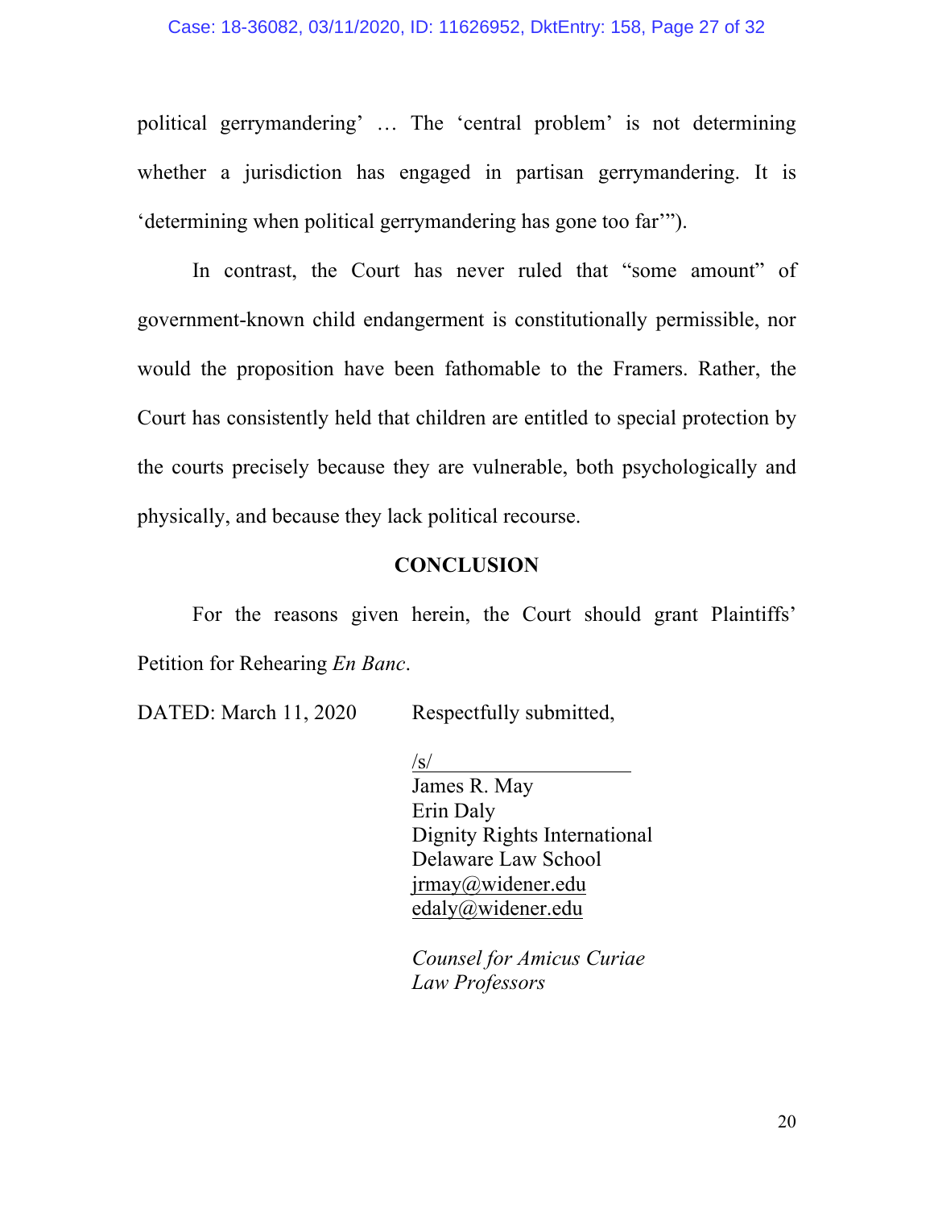political gerrymandering' … The 'central problem' is not determining whether a jurisdiction has engaged in partisan gerrymandering. It is 'determining when political gerrymandering has gone too far'").

In contrast, the Court has never ruled that "some amount" of government-known child endangerment is constitutionally permissible, nor would the proposition have been fathomable to the Framers. Rather, the Court has consistently held that children are entitled to special protection by the courts precisely because they are vulnerable, both psychologically and physically, and because they lack political recourse.

## CONCLUSION

For the reasons given herein, the Court should grant Plaintiffs' Petition for Rehearing *En Banc*.

DATED: March 11, 2020

Respectfully submitted,

/s/
James R. May
Erin Daly
Dignity Rights International
Delaware Law School
jrmay@widener.edu
edaly@widener.edu

*Counsel for Amicus Curiae Law Professors*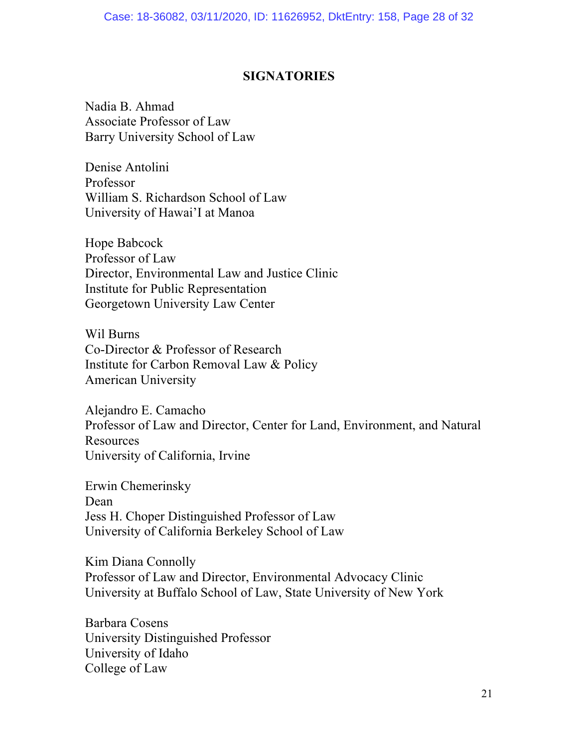## SIGNATORIES

Nadia B. Ahmad
Associate Professor of Law
Barry University School of Law

Denise Antolini
Professor
William S. Richardson School of Law
University of Hawai'I at Manoa

Hope Babcock
Professor of Law
Director, Environmental Law and Justice Clinic
Institute for Public Representation
Georgetown University Law Center

Wil Burns
Co-Director & Professor of Research
Institute for Carbon Removal Law & Policy
American University

Alejandro E. Camacho
Professor of Law and Director, Center for Land, Environment, and Natural Resources
University of California, Irvine

Erwin Chemerinsky
Dean
Jess H. Choper Distinguished Professor of Law
University of California Berkeley School of Law

Kim Diana Connolly
Professor of Law and Director, Environmental Advocacy Clinic
University at Buffalo School of Law, State University of New York

Barbara Cosens
University Distinguished Professor
University of Idaho
College of Law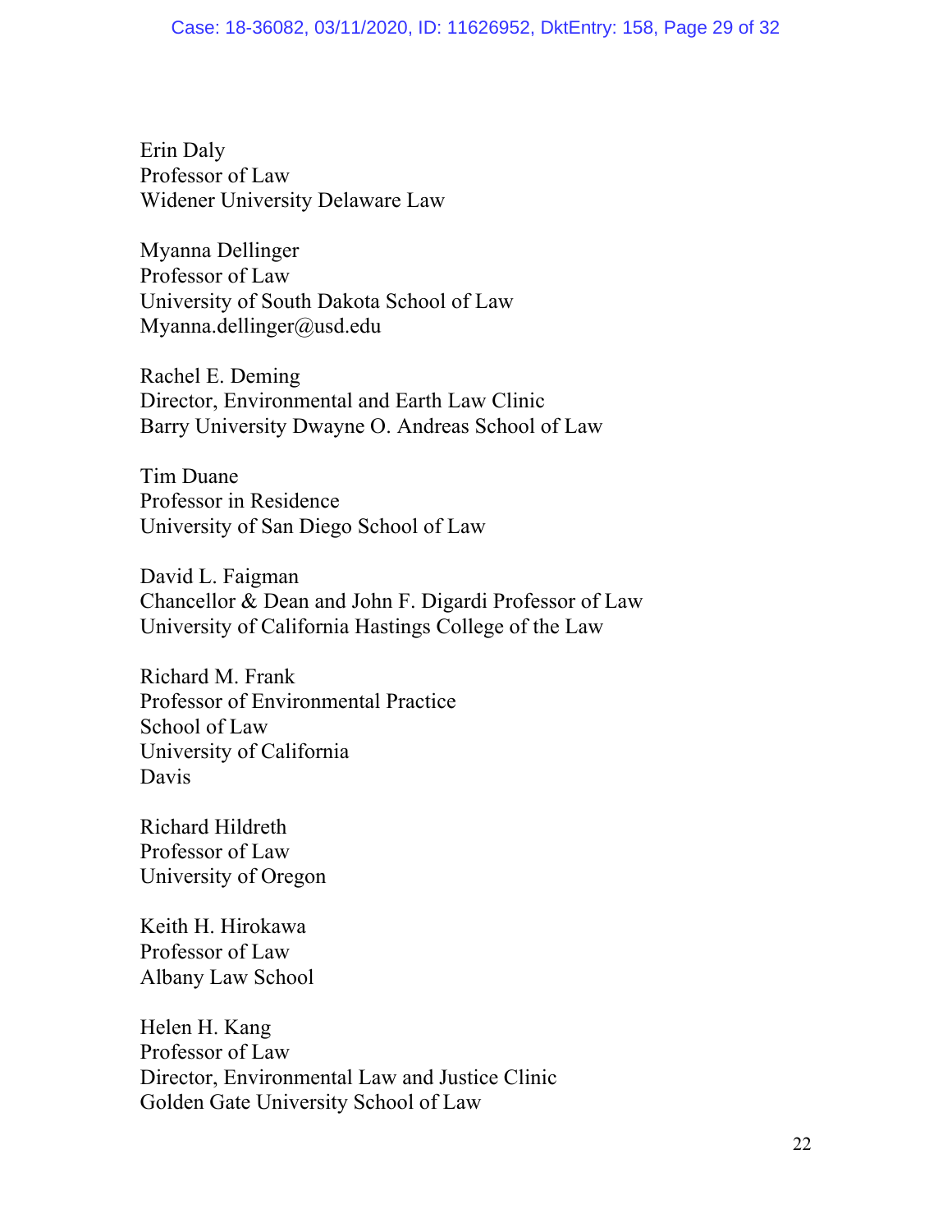Erin Daly
Professor of Law
Widener University Delaware Law

Myanna Dellinger
Professor of Law
University of South Dakota School of Law
Myanna.dellinger@usd.edu

Rachel E. Deming
Director, Environmental and Earth Law Clinic
Barry University Dwayne O. Andreas School of Law

Tim Duane
Professor in Residence
University of San Diego School of Law

David L. Faigman
Chancellor & Dean and John F. Digardi Professor of Law
University of California Hastings College of the Law

Richard M. Frank
Professor of Environmental Practice
School of Law
University of California
Davis

Richard Hildreth
Professor of Law
University of Oregon

Keith H. Hirokawa
Professor of Law
Albany Law School

Helen H. Kang
Professor of Law
Director, Environmental Law and Justice Clinic
Golden Gate University School of Law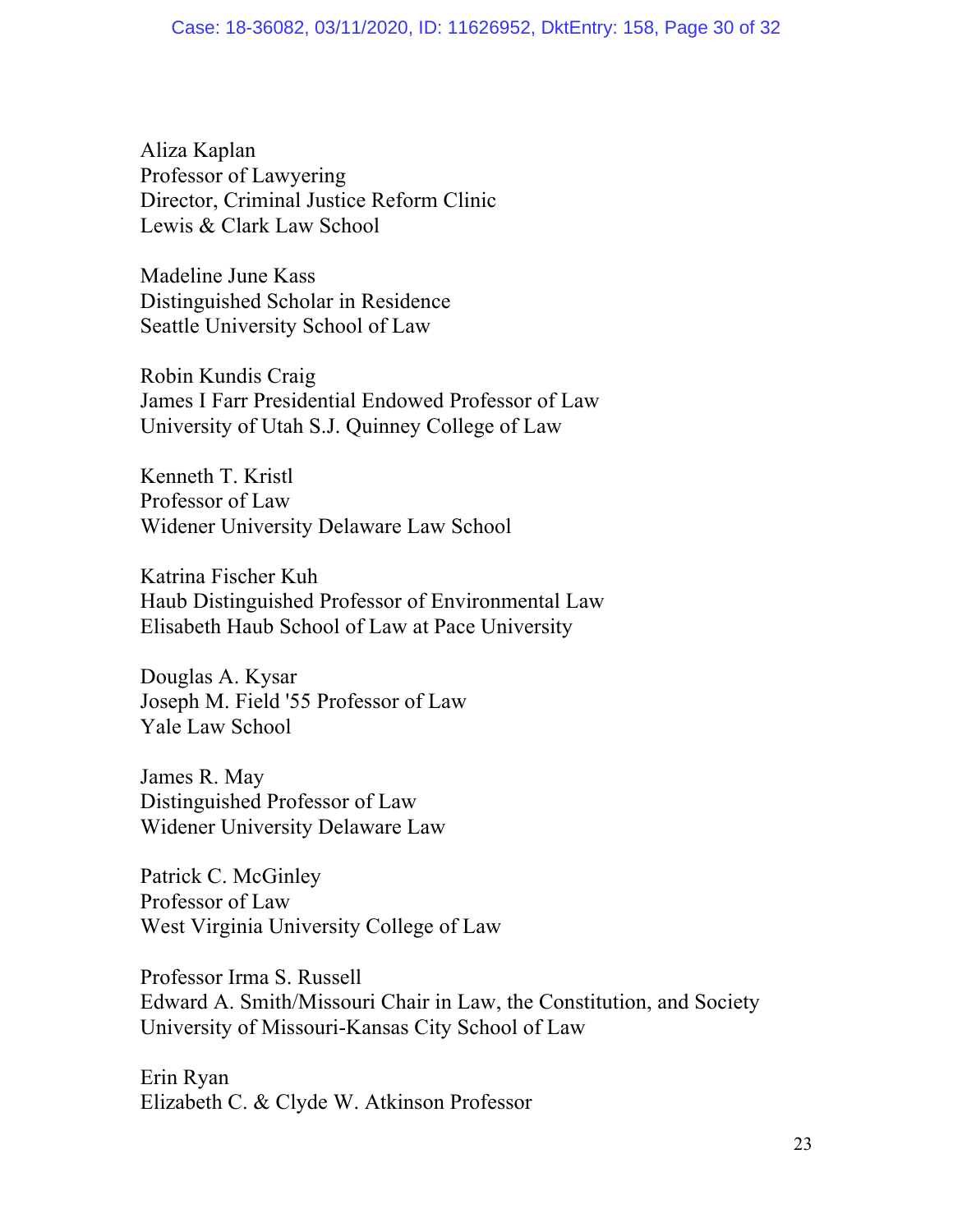Aliza Kaplan
Professor of Lawyering
Director, Criminal Justice Reform Clinic
Lewis & Clark Law School

Madeline June Kass
Distinguished Scholar in Residence
Seattle University School of Law

Robin Kundis Craig
James I Farr Presidential Endowed Professor of Law
University of Utah S.J. Quinney College of Law

Kenneth T. Kristl
Professor of Law
Widener University Delaware Law School

Katrina Fischer Kuh
Haub Distinguished Professor of Environmental Law
Elisabeth Haub School of Law at Pace University

Douglas A. Kysar
Joseph M. Field '55 Professor of Law
Yale Law School

James R. May
Distinguished Professor of Law
Widener University Delaware Law

Patrick C. McGinley
Professor of Law
West Virginia University College of Law

Professor Irma S. Russell
Edward A. Smith/Missouri Chair in Law, the Constitution, and Society
University of Missouri-Kansas City School of Law

Erin Ryan
Elizabeth C. & Clyde W. Atkinson Professor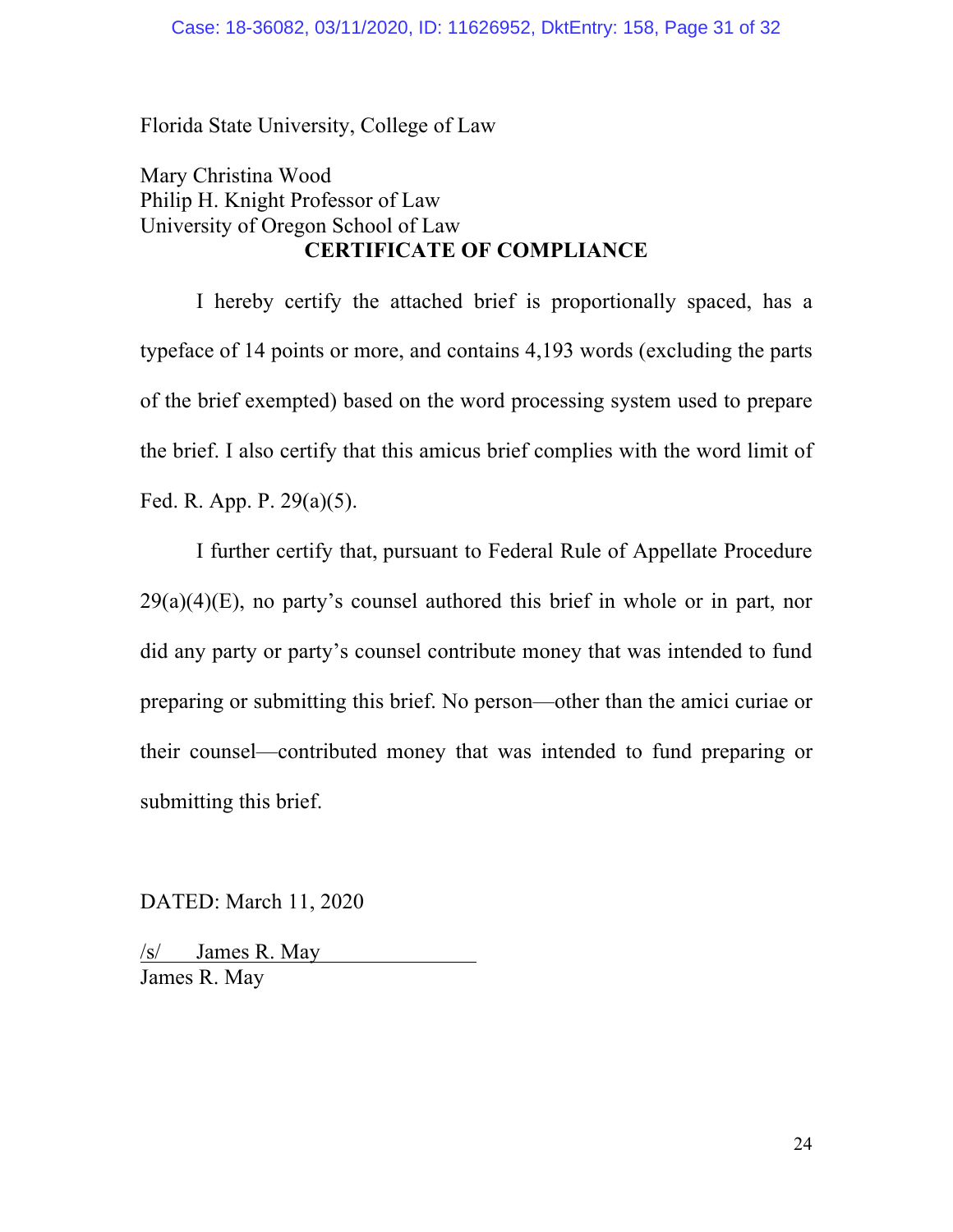Florida State University, College of Law

Mary Christina Wood
Philip H. Knight Professor of Law
University of Oregon School of Law

## CERTIFICATE OF COMPLIANCE

I hereby certify the attached brief is proportionally spaced, has a typeface of 14 points or more, and contains 4,193 words (excluding the parts of the brief exempted) based on the word processing system used to prepare the brief. I also certify that this amicus brief complies with the word limit of Fed. R. App. P. 29(a)(5).

I further certify that, pursuant to Federal Rule of Appellate Procedure 29(a)(4)(E), no party's counsel authored this brief in whole or in part, nor did any party or party's counsel contribute money that was intended to fund preparing or submitting this brief. No person—other than the amici curiae or their counsel—contributed money that was intended to fund preparing or submitting this brief.

DATED: March 11, 2020

/s/ James R. May
James R. May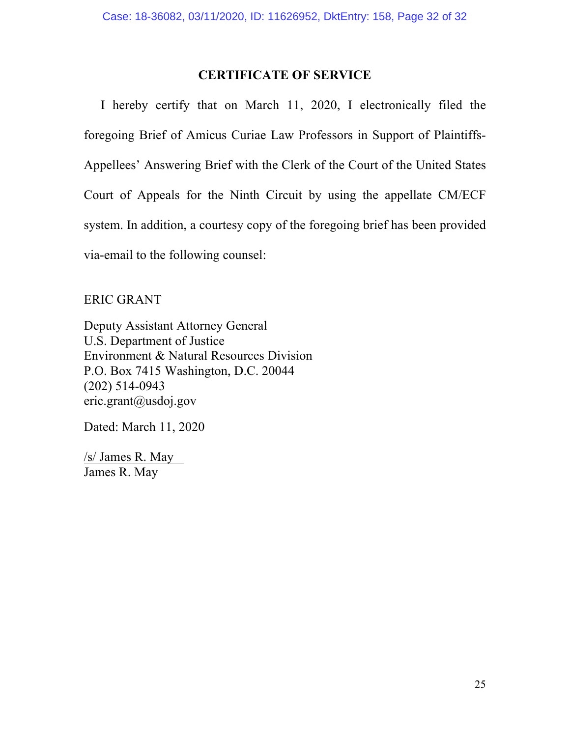## CERTIFICATE OF SERVICE

I hereby certify that on March 11, 2020, I electronically filed the foregoing Brief of Amicus Curiae Law Professors in Support of Plaintiffs-Appellees' Answering Brief with the Clerk of the Court of the United States Court of Appeals for the Ninth Circuit by using the appellate CM/ECF system. In addition, a courtesy copy of the foregoing brief has been provided via-email to the following counsel:

ERIC GRANT

Deputy Assistant Attorney General
U.S. Department of Justice
Environment & Natural Resources Division
P.O. Box 7415 Washington, D.C. 20044
(202) 514-0943
eric.grant@usdoj.gov

Dated: March 11, 2020

/s/ James R. May
James R. May